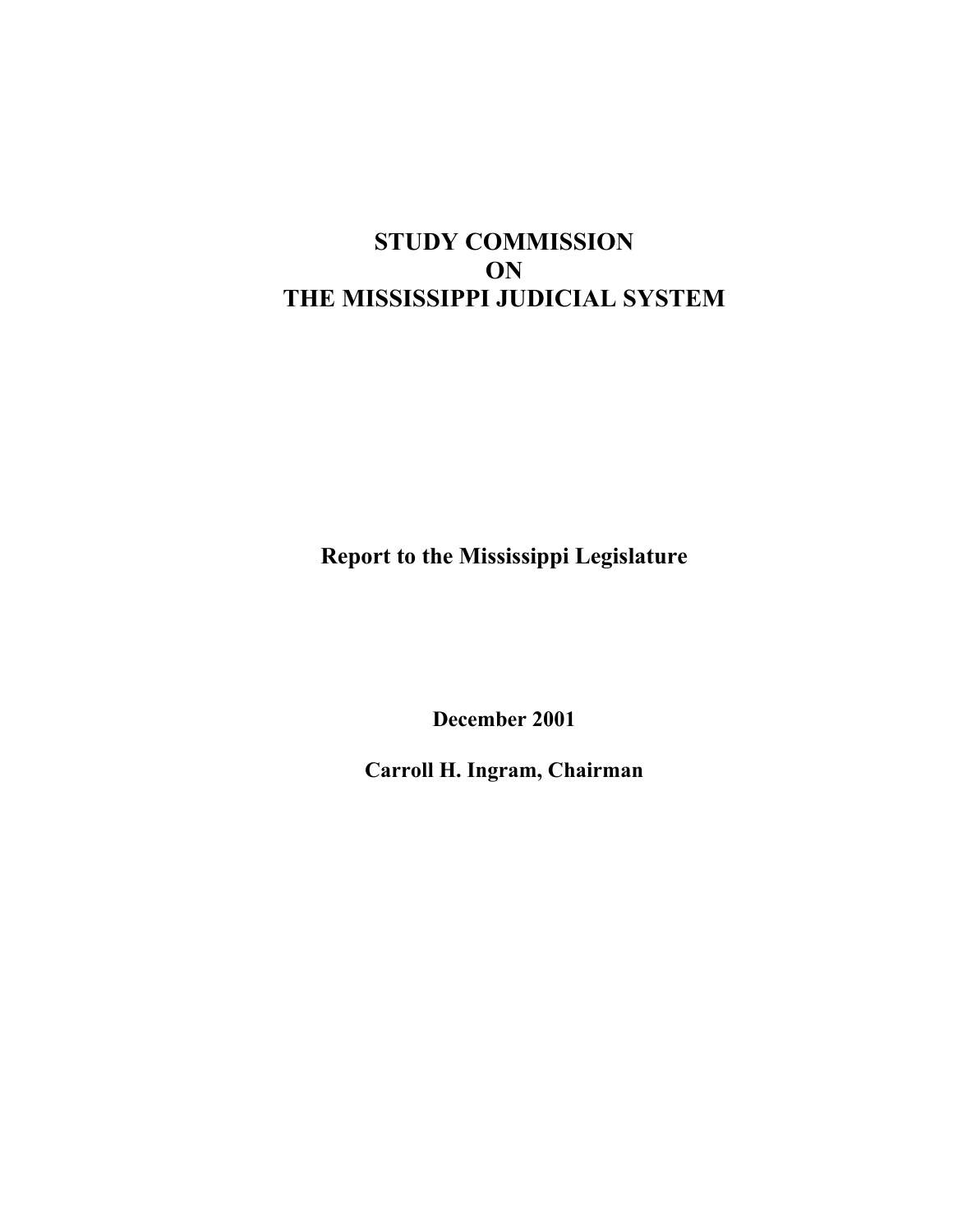# STUDY COMMISSION ON THE MISSISSIPPI JUDICIAL SYSTEM

**Report to the Mississippi Legislature**

**December 2001**

**Carroll H. Ingram, Chairman**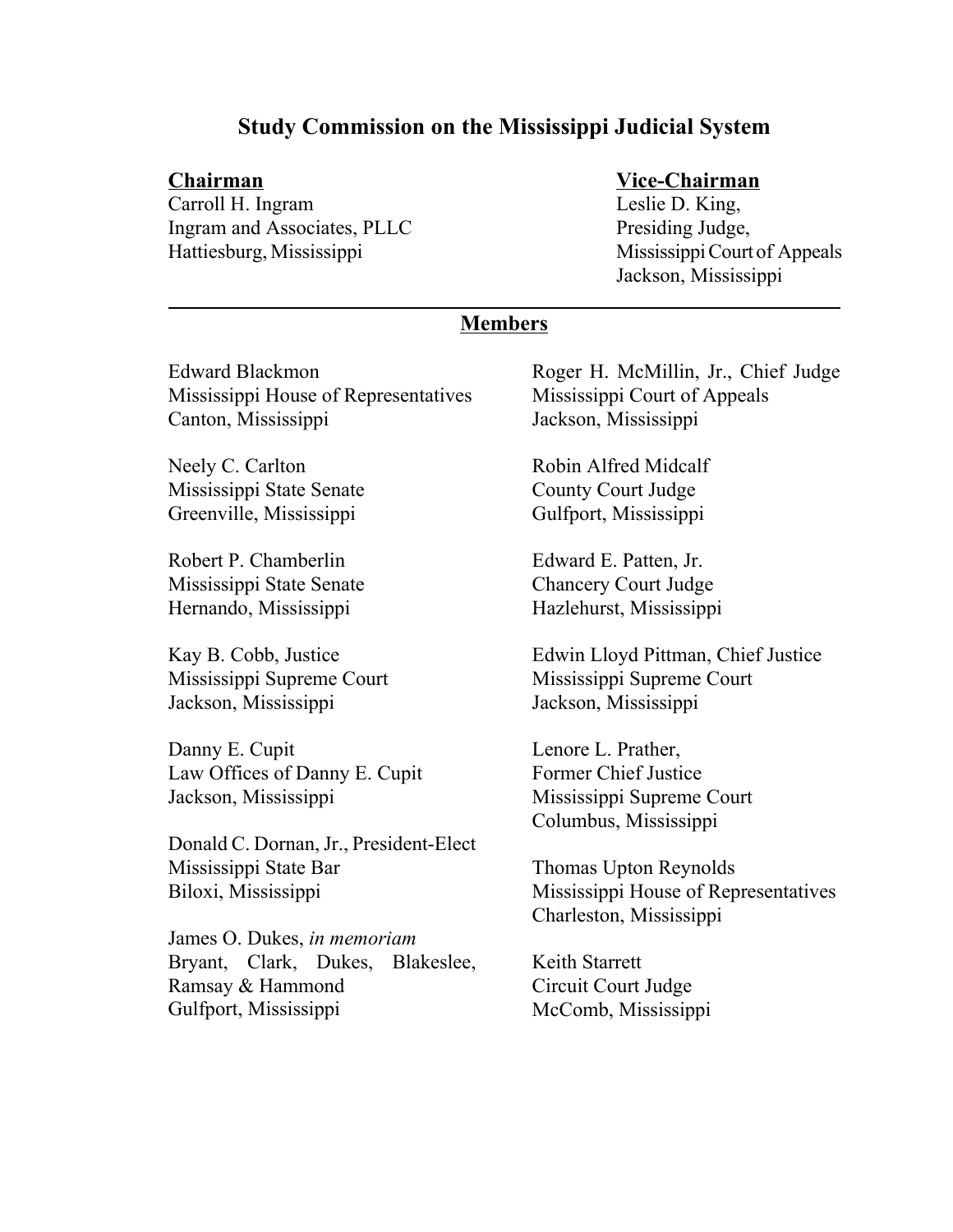# Study Commission on the Mississippi Judicial System

**Chairman**
Carroll H. Ingram
Ingram and Associates, PLLC
Hattiesburg, Mississippi

**Vice-Chairman**
Leslie D. King,
Presiding Judge,
Mississippi Court of Appeals
Jackson, Mississippi

---

## Members

Edward Blackmon
Mississippi House of Representatives
Canton, Mississippi

Neely C. Carlton
Mississippi State Senate
Greenville, Mississippi

Robert P. Chamberlin
Mississippi State Senate
Hernando, Mississippi

Kay B. Cobb, Justice
Mississippi Supreme Court
Jackson, Mississippi

Danny E. Cupit
Law Offices of Danny E. Cupit
Jackson, Mississippi

Donald C. Dornan, Jr., President-Elect
Mississippi State Bar
Biloxi, Mississippi

James O. Dukes, *in memoriam*
Bryant, Clark, Dukes, Blakeslee, Ramsay & Hammond
Gulfport, Mississippi

Roger H. McMillin, Jr., Chief Judge
Mississippi Court of Appeals
Jackson, Mississippi

Robin Alfred Midcalf
County Court Judge
Gulfport, Mississippi

Edward E. Patten, Jr.
Chancery Court Judge
Hazlehurst, Mississippi

Edwin Lloyd Pittman, Chief Justice
Mississippi Supreme Court
Jackson, Mississippi

Lenore L. Prather,
Former Chief Justice
Mississippi Supreme Court
Columbus, Mississippi

Thomas Upton Reynolds
Mississippi House of Representatives
Charleston, Mississippi

Keith Starrett
Circuit Court Judge
McComb, Mississippi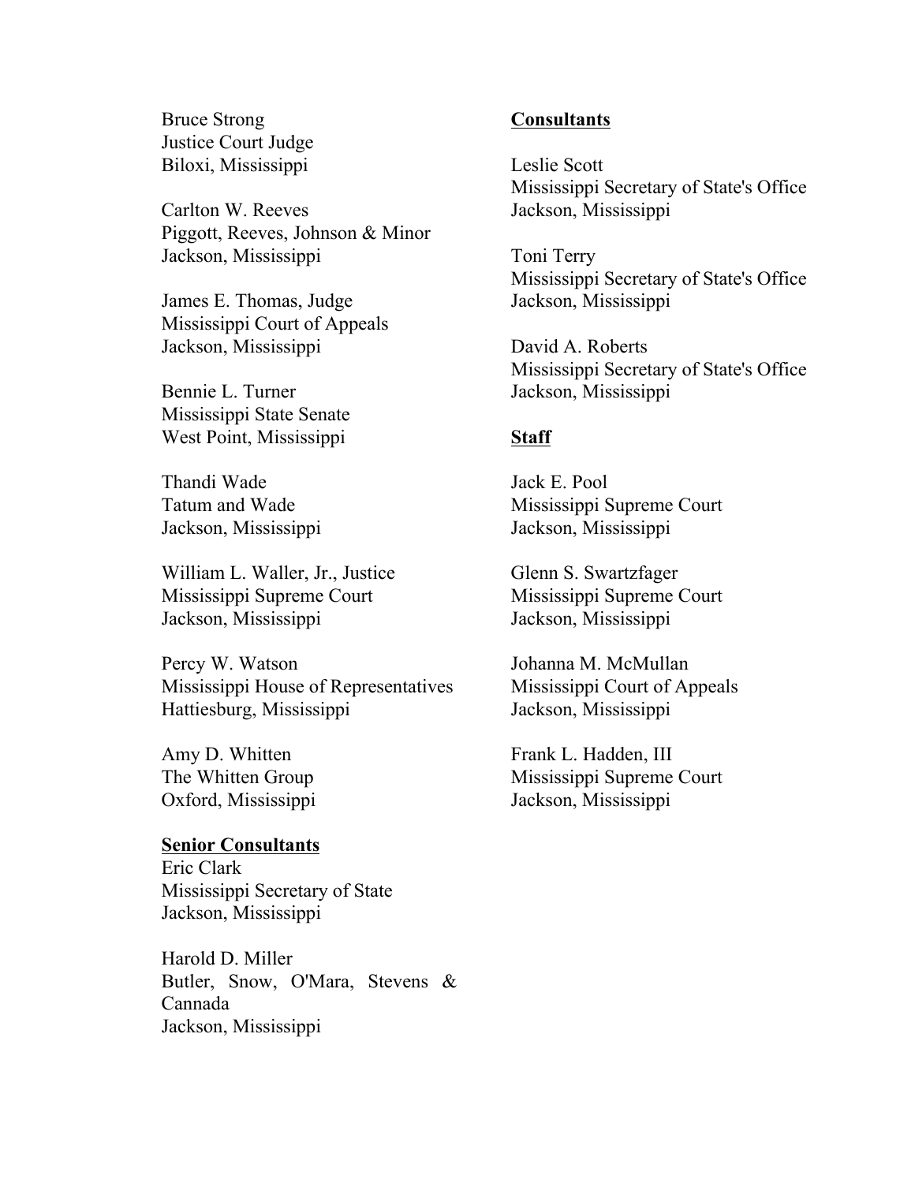Bruce Strong
Justice Court Judge
Biloxi, Mississippi

Carlton W. Reeves
Piggott, Reeves, Johnson & Minor
Jackson, Mississippi

James E. Thomas, Judge
Mississippi Court of Appeals
Jackson, Mississippi

Bennie L. Turner
Mississippi State Senate
West Point, Mississippi

Thandi Wade
Tatum and Wade
Jackson, Mississippi

William L. Waller, Jr., Justice
Mississippi Supreme Court
Jackson, Mississippi

Percy W. Watson
Mississippi House of Representatives
Hattiesburg, Mississippi

Amy D. Whitten
The Whitten Group
Oxford, Mississippi

**Senior Consultants**

Eric Clark
Mississippi Secretary of State
Jackson, Mississippi

Harold D. Miller
Butler, Snow, O'Mara, Stevens & Cannada
Jackson, Mississippi

**Consultants**

Leslie Scott
Mississippi Secretary of State's Office
Jackson, Mississippi

Toni Terry
Mississippi Secretary of State's Office
Jackson, Mississippi

David A. Roberts
Mississippi Secretary of State's Office
Jackson, Mississippi

**Staff**

Jack E. Pool
Mississippi Supreme Court
Jackson, Mississippi

Glenn S. Swartzfager
Mississippi Supreme Court
Jackson, Mississippi

Johanna M. McMullan
Mississippi Court of Appeals
Jackson, Mississippi

Frank L. Hadden, III
Mississippi Supreme Court
Jackson, Mississippi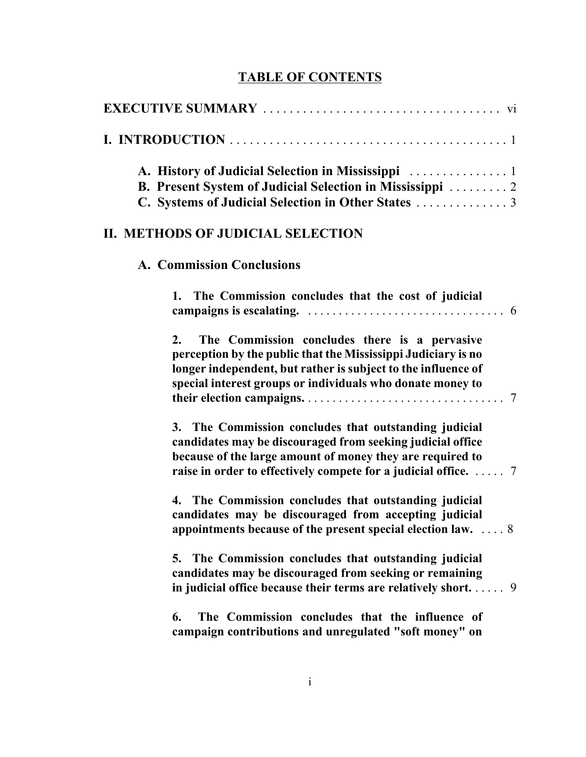## TABLE OF CONTENTS

**EXECUTIVE SUMMARY** . . . . . . . . . . . . . . . . . . . . . . . . . . . . . . . . . . . vi

**I. INTRODUCTION** . . . . . . . . . . . . . . . . . . . . . . . . . . . . . . . . . . . . . . . . . . 1

- **A. History of Judicial Selection in Mississippi** . . . . . . . . . . . . . . . 1
- **B. Present System of Judicial Selection in Mississippi** . . . . . . . . . 2
- **C. Systems of Judicial Selection in Other States** . . . . . . . . . . . . . . 3

**II. METHODS OF JUDICIAL SELECTION**

- **A. Commission Conclusions**

  1. **The Commission concludes that the cost of judicial campaigns is escalating.** . . . . . . . . . . . . . . . . . . . . . . . . . . . . . . . . 6

  2. **The Commission concludes there is a pervasive perception by the public that the Mississippi Judiciary is no longer independent, but rather is subject to the influence of special interest groups or individuals who donate money to their election campaigns.** . . . . . . . . . . . . . . . . . . . . . . . . . . . . . . . . 7

  3. **The Commission concludes that outstanding judicial candidates may be discouraged from seeking judicial office because of the large amount of money they are required to raise in order to effectively compete for a judicial office.** . . . . . 7

  4. **The Commission concludes that outstanding judicial candidates may be discouraged from accepting judicial appointments because of the present special election law.** . . . . 8

  5. **The Commission concludes that outstanding judicial candidates may be discouraged from seeking or remaining in judicial office because their terms are relatively short.** . . . . . 9

  6. **The Commission concludes that the influence of campaign contributions and unregulated "soft money" on**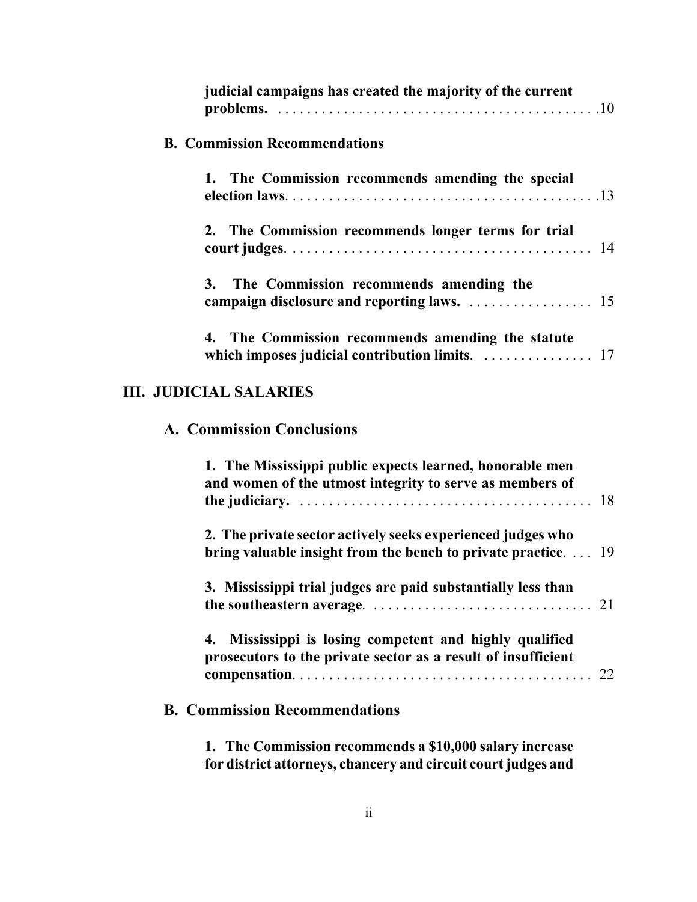**judicial campaigns has created the majority of the current problems.** . . . . . . . . . . . . . . . . . . . . . . . . . . . . . . . . . . . . . . . . . . .10

**B. Commission Recommendations**

**1. The Commission recommends amending the special election laws**. . . . . . . . . . . . . . . . . . . . . . . . . . . . . . . . . . . . . . . . . .13

**2. The Commission recommends longer terms for trial court judges**. . . . . . . . . . . . . . . . . . . . . . . . . . . . . . . . . . . . . . . . . 14

**3. The Commission recommends amending the campaign disclosure and reporting laws.** . . . . . . . . . . . . . . . . . 15

**4. The Commission recommends amending the statute which imposes judicial contribution limits**. . . . . . . . . . . . . . . 17

## III. JUDICIAL SALARIES

### A. Commission Conclusions

**1. The Mississippi public expects learned, honorable men and women of the utmost integrity to serve as members of the judiciary.** . . . . . . . . . . . . . . . . . . . . . . . . . . . . . . . . . . . . . . . 18

**2. The private sector actively seeks experienced judges who bring valuable insight from the bench to private practice**. . . . 19

**3. Mississippi trial judges are paid substantially less than the southeastern average**. . . . . . . . . . . . . . . . . . . . . . . . . . . . . . 21

**4. Mississippi is losing competent and highly qualified prosecutors to the private sector as a result of insufficient compensation**. . . . . . . . . . . . . . . . . . . . . . . . . . . . . . . . . . . . . . . . 22

### B. Commission Recommendations

**1. The Commission recommends a $10,000 salary increase for district attorneys, chancery and circuit court judges and**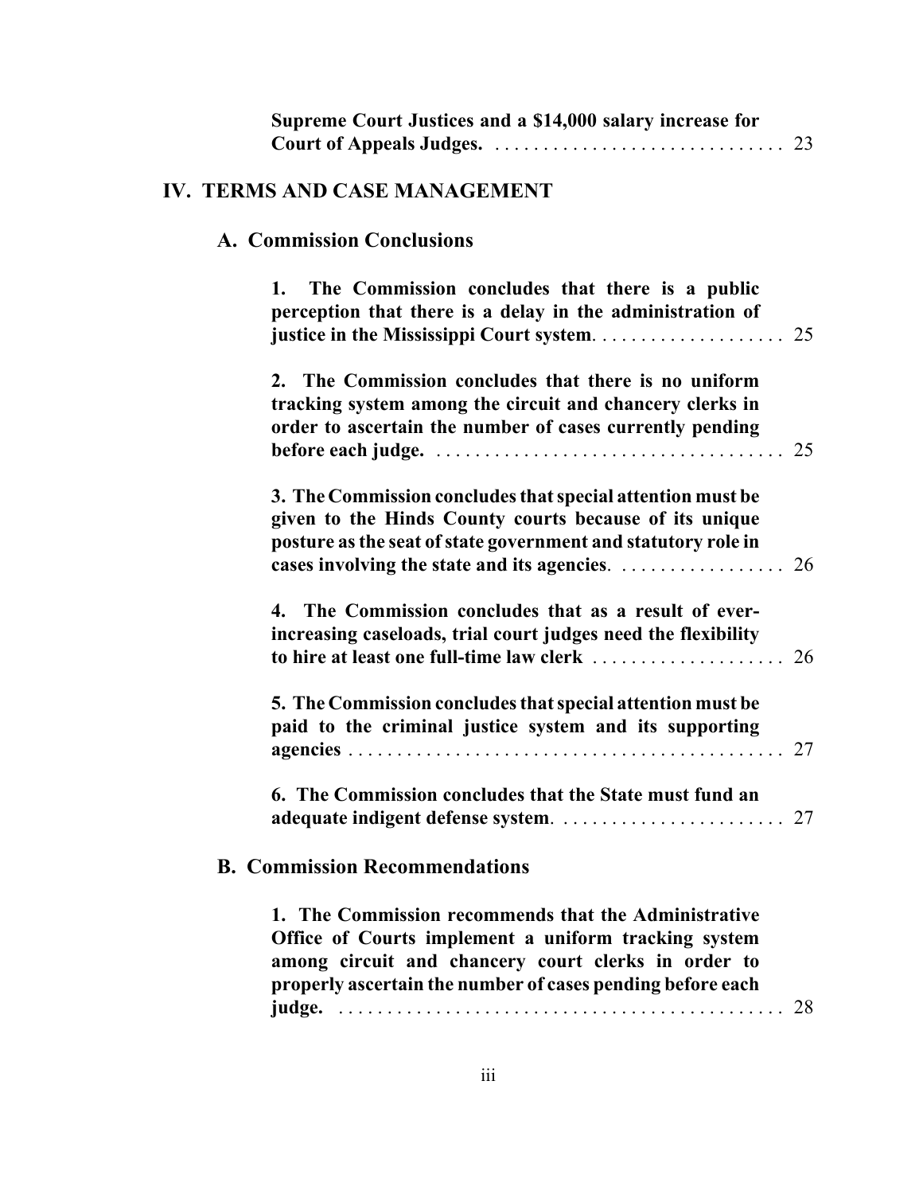**Supreme Court Justices and a $14,000 salary increase for Court of Appeals Judges.** . . . . . . . . . . . . . . . . . . . . . . . . . . . . . . 23

## IV. TERMS AND CASE MANAGEMENT

### A. Commission Conclusions

**1. The Commission concludes that there is a public perception that there is a delay in the administration of justice in the Mississippi Court system**. . . . . . . . . . . . . . . . . . . . 25

**2. The Commission concludes that there is no uniform tracking system among the circuit and chancery clerks in order to ascertain the number of cases currently pending before each judge.** . . . . . . . . . . . . . . . . . . . . . . . . . . . . . . . . . . . 25

**3. The Commission concludes that special attention must be given to the Hinds County courts because of its unique posture as the seat of state government and statutory role in cases involving the state and its agencies**. . . . . . . . . . . . . . . . . 26

**4. The Commission concludes that as a result of ever-increasing caseloads, trial court judges need the flexibility to hire at least one full-time law clerk** . . . . . . . . . . . . . . . . . . . . 26

**5. The Commission concludes that special attention must be paid to the criminal justice system and its supporting agencies** . . . . . . . . . . . . . . . . . . . . . . . . . . . . . . . . . . . . . . . . . . . . 27

**6. The Commission concludes that the State must fund an adequate indigent defense system**. . . . . . . . . . . . . . . . . . . . . . . 27

### B. Commission Recommendations

**1. The Commission recommends that the Administrative Office of Courts implement a uniform tracking system among circuit and chancery court clerks in order to properly ascertain the number of cases pending before each judge.** . . . . . . . . . . . . . . . . . . . . . . . . . . . . . . . . . . . . . . . . . . . . . 28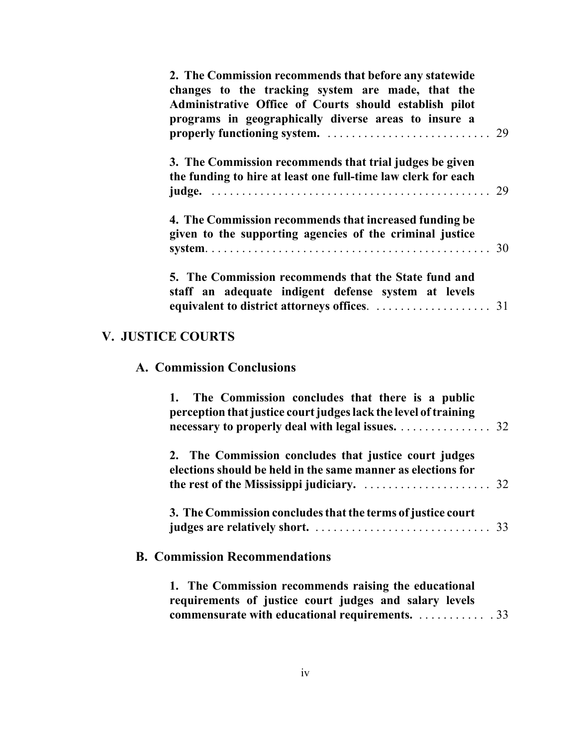**2. The Commission recommends that before any statewide changes to the tracking system are made, that the Administrative Office of Courts should establish pilot programs in geographically diverse areas to insure a properly functioning system.** . . . . . . . . . . . . . . . . . . . . . . . . . . . 29

**3. The Commission recommends that trial judges be given the funding to hire at least one full-time law clerk for each judge.** . . . . . . . . . . . . . . . . . . . . . . . . . . . . . . . . . . . . . . . . . . . . . . 29

**4. The Commission recommends that increased funding be given to the supporting agencies of the criminal justice system.** . . . . . . . . . . . . . . . . . . . . . . . . . . . . . . . . . . . . . . . . . . . . . . 30

**5. The Commission recommends that the State fund and staff an adequate indigent defense system at levels equivalent to district attorneys offices.** . . . . . . . . . . . . . . . . . . . 31

## V. JUSTICE COURTS

### A. Commission Conclusions

**1. The Commission concludes that there is a public perception that justice court judges lack the level of training necessary to properly deal with legal issues.** . . . . . . . . . . . . . . . 32

**2. The Commission concludes that justice court judges elections should be held in the same manner as elections for the rest of the Mississippi judiciary.** . . . . . . . . . . . . . . . . . . . . . 32

**3. The Commission concludes that the terms of justice court judges are relatively short.** . . . . . . . . . . . . . . . . . . . . . . . . . . . . . 33

### B. Commission Recommendations

**1. The Commission recommends raising the educational requirements of justice court judges and salary levels commensurate with educational requirements.** . . . . . . . . . . . . 33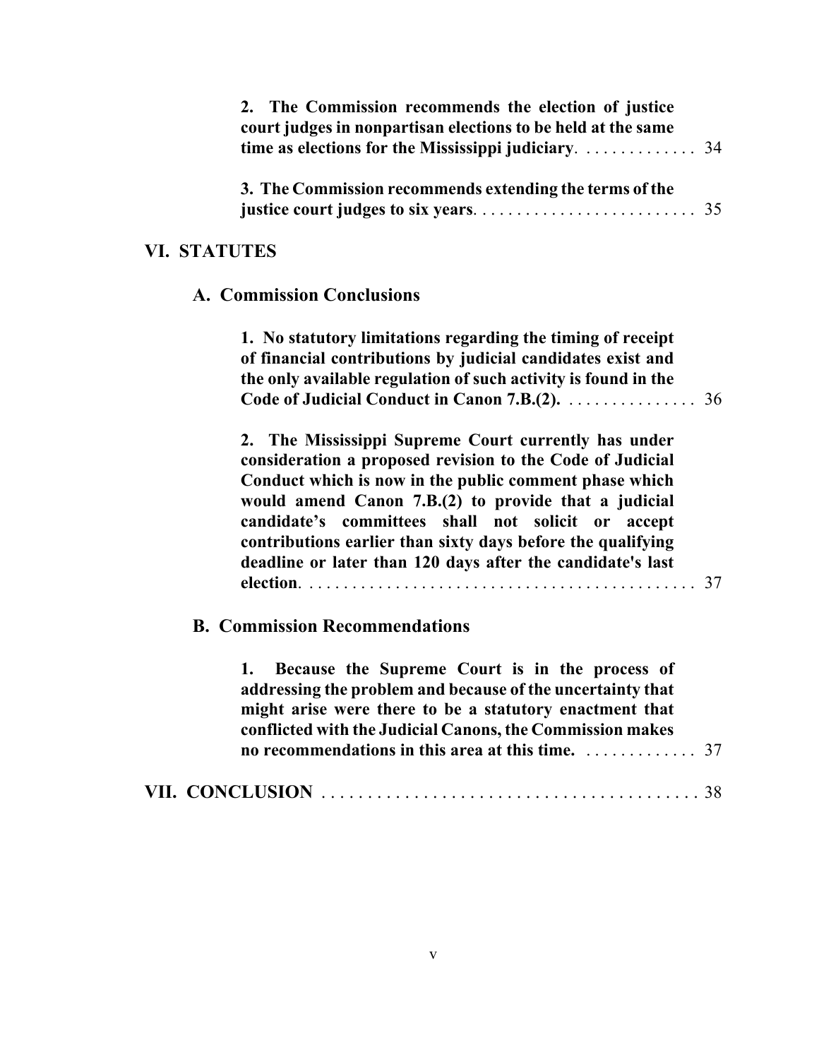**2. The Commission recommends the election of justice court judges in nonpartisan elections to be held at the same time as elections for the Mississippi judiciary**. . . . . . . . . . . . . 34

**3. The Commission recommends extending the terms of the justice court judges to six years**. . . . . . . . . . . . . . . . . . . . . . . . . . 35

## VI. STATUTES

### A. Commission Conclusions

**1. No statutory limitations regarding the timing of receipt of financial contributions by judicial candidates exist and the only available regulation of such activity is found in the Code of Judicial Conduct in Canon 7.B.(2).** . . . . . . . . . . . . . . . 36

**2. The Mississippi Supreme Court currently has under consideration a proposed revision to the Code of Judicial Conduct which is now in the public comment phase which would amend Canon 7.B.(2) to provide that a judicial candidate's committees shall not solicit or accept contributions earlier than sixty days before the qualifying deadline or later than 120 days after the candidate's last election**. . . . . . . . . . . . . . . . . . . . . . . . . . . . . . . . . . . . . . . . . . . . . 37

### B. Commission Recommendations

**1. Because the Supreme Court is in the process of addressing the problem and because of the uncertainty that might arise were there to be a statutory enactment that conflicted with the Judicial Canons, the Commission makes no recommendations in this area at this time.** . . . . . . . . . . . . . 37

## VII. CONCLUSION . . . . . . . . . . . . . . . . . . . . . . . . . . . . . . . . . . . . . . . . . 38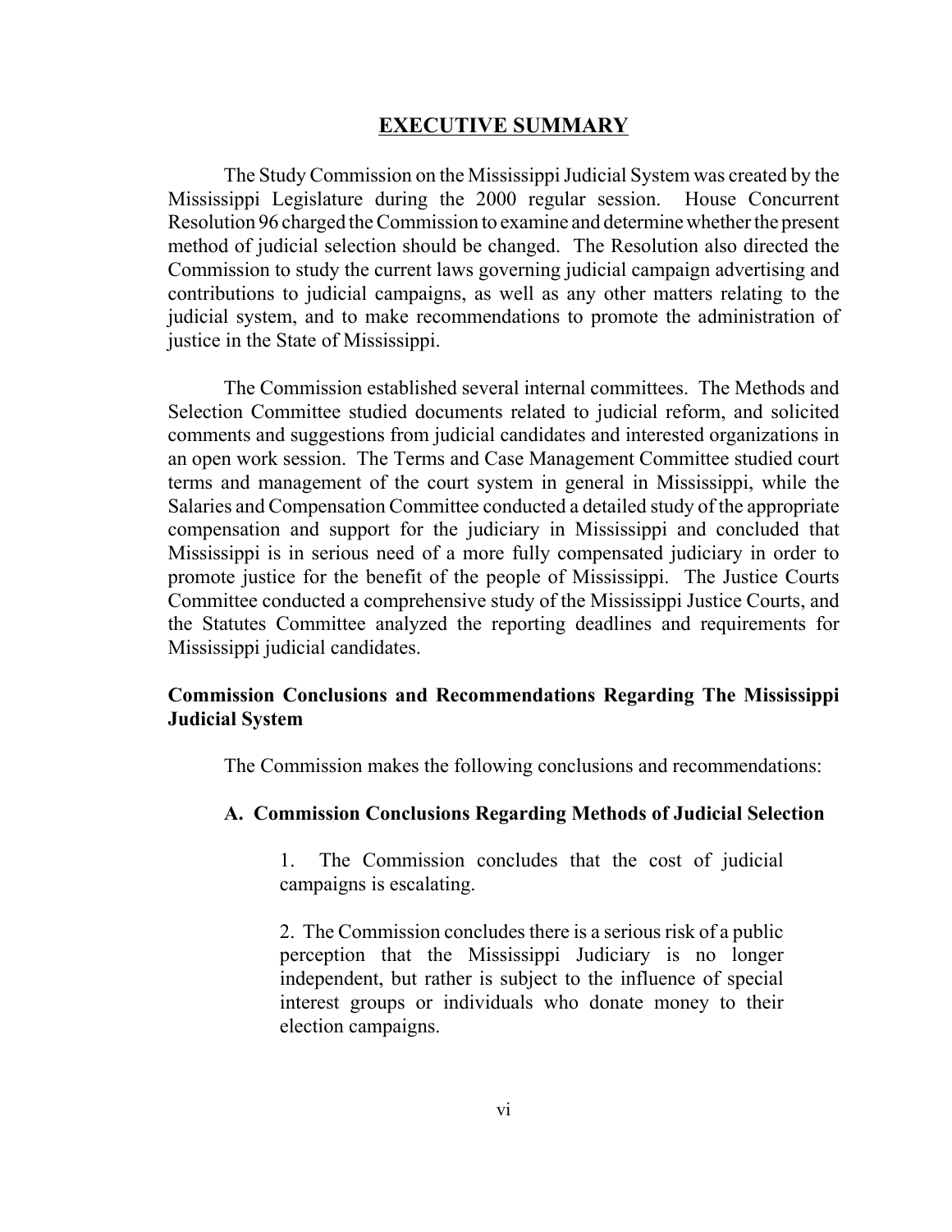## EXECUTIVE SUMMARY

The Study Commission on the Mississippi Judicial System was created by the Mississippi Legislature during the 2000 regular session. House Concurrent Resolution 96 charged the Commission to examine and determine whether the present method of judicial selection should be changed. The Resolution also directed the Commission to study the current laws governing judicial campaign advertising and contributions to judicial campaigns, as well as any other matters relating to the judicial system, and to make recommendations to promote the administration of justice in the State of Mississippi.

The Commission established several internal committees. The Methods and Selection Committee studied documents related to judicial reform, and solicited comments and suggestions from judicial candidates and interested organizations in an open work session. The Terms and Case Management Committee studied court terms and management of the court system in general in Mississippi, while the Salaries and Compensation Committee conducted a detailed study of the appropriate compensation and support for the judiciary in Mississippi and concluded that Mississippi is in serious need of a more fully compensated judiciary in order to promote justice for the benefit of the people of Mississippi. The Justice Courts Committee conducted a comprehensive study of the Mississippi Justice Courts, and the Statutes Committee analyzed the reporting deadlines and requirements for Mississippi judicial candidates.

### Commission Conclusions and Recommendations Regarding The Mississippi Judicial System

The Commission makes the following conclusions and recommendations:

#### A. Commission Conclusions Regarding Methods of Judicial Selection

1. The Commission concludes that the cost of judicial campaigns is escalating.

2. The Commission concludes there is a serious risk of a public perception that the Mississippi Judiciary is no longer independent, but rather is subject to the influence of special interest groups or individuals who donate money to their election campaigns.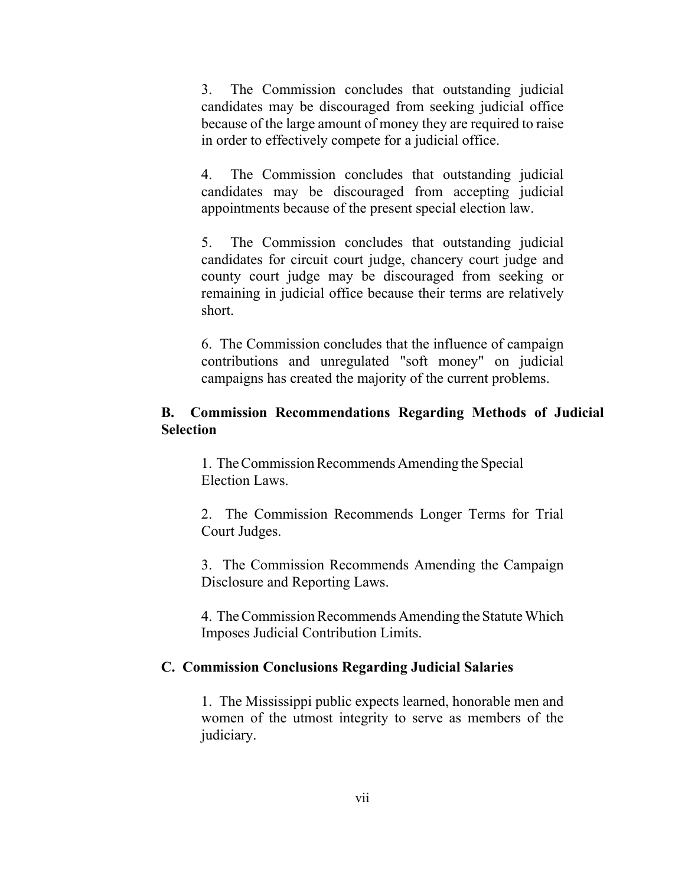3. The Commission concludes that outstanding judicial candidates may be discouraged from seeking judicial office because of the large amount of money they are required to raise in order to effectively compete for a judicial office.

4. The Commission concludes that outstanding judicial candidates may be discouraged from accepting judicial appointments because of the present special election law.

5. The Commission concludes that outstanding judicial candidates for circuit court judge, chancery court judge and county court judge may be discouraged from seeking or remaining in judicial office because their terms are relatively short.

6. The Commission concludes that the influence of campaign contributions and unregulated "soft money" on judicial campaigns has created the majority of the current problems.

### B. Commission Recommendations Regarding Methods of Judicial Selection

1. The Commission Recommends Amending the Special Election Laws.

2. The Commission Recommends Longer Terms for Trial Court Judges.

3. The Commission Recommends Amending the Campaign Disclosure and Reporting Laws.

4. The Commission Recommends Amending the Statute Which Imposes Judicial Contribution Limits.

### C. Commission Conclusions Regarding Judicial Salaries

1. The Mississippi public expects learned, honorable men and women of the utmost integrity to serve as members of the judiciary.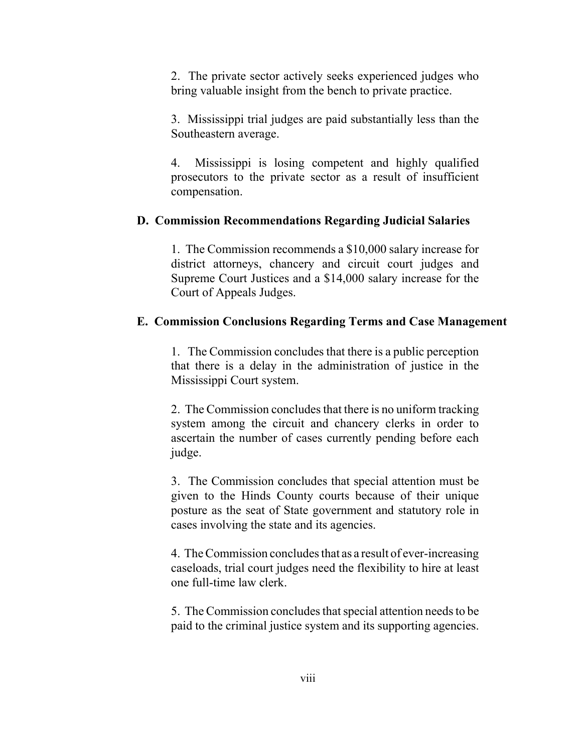2. The private sector actively seeks experienced judges who bring valuable insight from the bench to private practice.

3. Mississippi trial judges are paid substantially less than the Southeastern average.

4. Mississippi is losing competent and highly qualified prosecutors to the private sector as a result of insufficient compensation.

## D. Commission Recommendations Regarding Judicial Salaries

1. The Commission recommends a $10,000 salary increase for district attorneys, chancery and circuit court judges and Supreme Court Justices and a $14,000 salary increase for the Court of Appeals Judges.

## E. Commission Conclusions Regarding Terms and Case Management

1. The Commission concludes that there is a public perception that there is a delay in the administration of justice in the Mississippi Court system.

2. The Commission concludes that there is no uniform tracking system among the circuit and chancery clerks in order to ascertain the number of cases currently pending before each judge.

3. The Commission concludes that special attention must be given to the Hinds County courts because of their unique posture as the seat of State government and statutory role in cases involving the state and its agencies.

4. The Commission concludes that as a result of ever-increasing caseloads, trial court judges need the flexibility to hire at least one full-time law clerk.

5. The Commission concludes that special attention needs to be paid to the criminal justice system and its supporting agencies.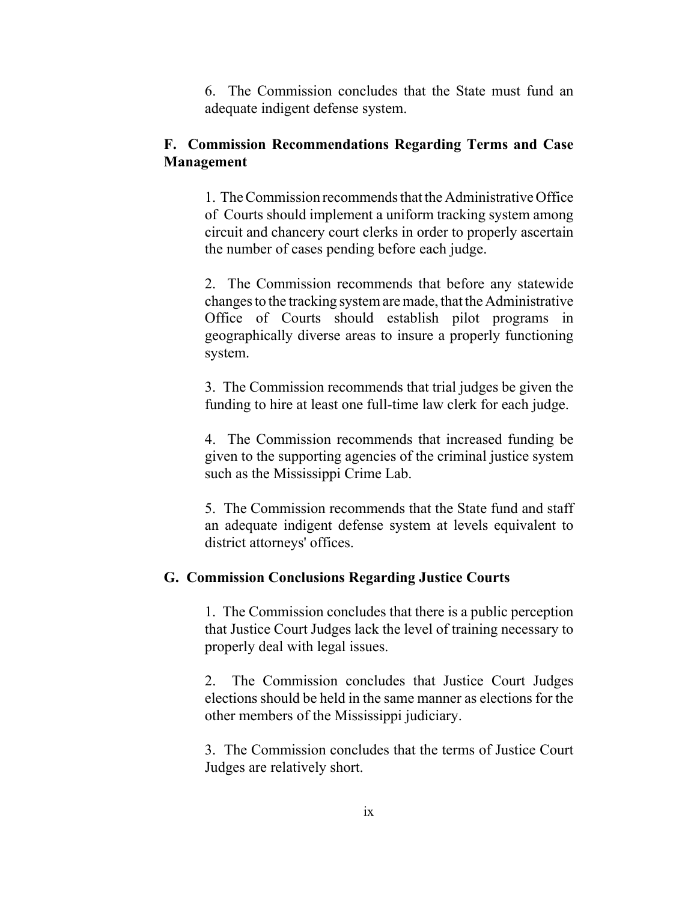6. The Commission concludes that the State must fund an adequate indigent defense system.

### F. Commission Recommendations Regarding Terms and Case Management

1. The Commission recommends that the Administrative Office of Courts should implement a uniform tracking system among circuit and chancery court clerks in order to properly ascertain the number of cases pending before each judge.

2. The Commission recommends that before any statewide changes to the tracking system are made, that the Administrative Office of Courts should establish pilot programs in geographically diverse areas to insure a properly functioning system.

3. The Commission recommends that trial judges be given the funding to hire at least one full-time law clerk for each judge.

4. The Commission recommends that increased funding be given to the supporting agencies of the criminal justice system such as the Mississippi Crime Lab.

5. The Commission recommends that the State fund and staff an adequate indigent defense system at levels equivalent to district attorneys' offices.

### G. Commission Conclusions Regarding Justice Courts

1. The Commission concludes that there is a public perception that Justice Court Judges lack the level of training necessary to properly deal with legal issues.

2. The Commission concludes that Justice Court Judges elections should be held in the same manner as elections for the other members of the Mississippi judiciary.

3. The Commission concludes that the terms of Justice Court Judges are relatively short.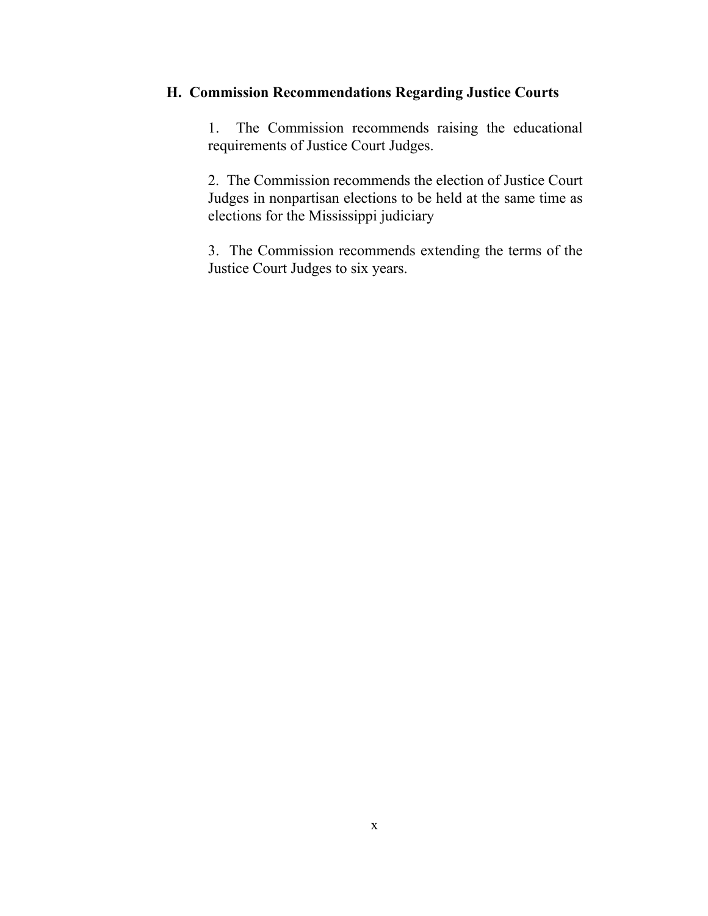### H. Commission Recommendations Regarding Justice Courts

1. The Commission recommends raising the educational requirements of Justice Court Judges.

2. The Commission recommends the election of Justice Court Judges in nonpartisan elections to be held at the same time as elections for the Mississippi judiciary

3. The Commission recommends extending the terms of the Justice Court Judges to six years.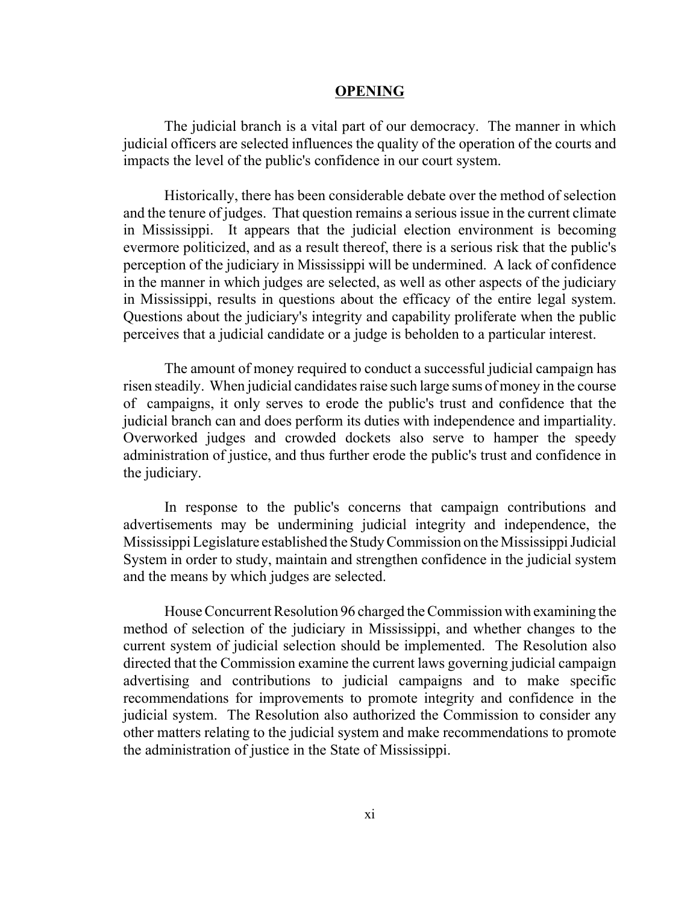## OPENING

The judicial branch is a vital part of our democracy. The manner in which judicial officers are selected influences the quality of the operation of the courts and impacts the level of the public's confidence in our court system.

Historically, there has been considerable debate over the method of selection and the tenure of judges. That question remains a serious issue in the current climate in Mississippi. It appears that the judicial election environment is becoming evermore politicized, and as a result thereof, there is a serious risk that the public's perception of the judiciary in Mississippi will be undermined. A lack of confidence in the manner in which judges are selected, as well as other aspects of the judiciary in Mississippi, results in questions about the efficacy of the entire legal system. Questions about the judiciary's integrity and capability proliferate when the public perceives that a judicial candidate or a judge is beholden to a particular interest.

The amount of money required to conduct a successful judicial campaign has risen steadily. When judicial candidates raise such large sums of money in the course of campaigns, it only serves to erode the public's trust and confidence that the judicial branch can and does perform its duties with independence and impartiality. Overworked judges and crowded dockets also serve to hamper the speedy administration of justice, and thus further erode the public's trust and confidence in the judiciary.

In response to the public's concerns that campaign contributions and advertisements may be undermining judicial integrity and independence, the Mississippi Legislature established the Study Commission on the Mississippi Judicial System in order to study, maintain and strengthen confidence in the judicial system and the means by which judges are selected.

House Concurrent Resolution 96 charged the Commission with examining the method of selection of the judiciary in Mississippi, and whether changes to the current system of judicial selection should be implemented. The Resolution also directed that the Commission examine the current laws governing judicial campaign advertising and contributions to judicial campaigns and to make specific recommendations for improvements to promote integrity and confidence in the judicial system. The Resolution also authorized the Commission to consider any other matters relating to the judicial system and make recommendations to promote the administration of justice in the State of Mississippi.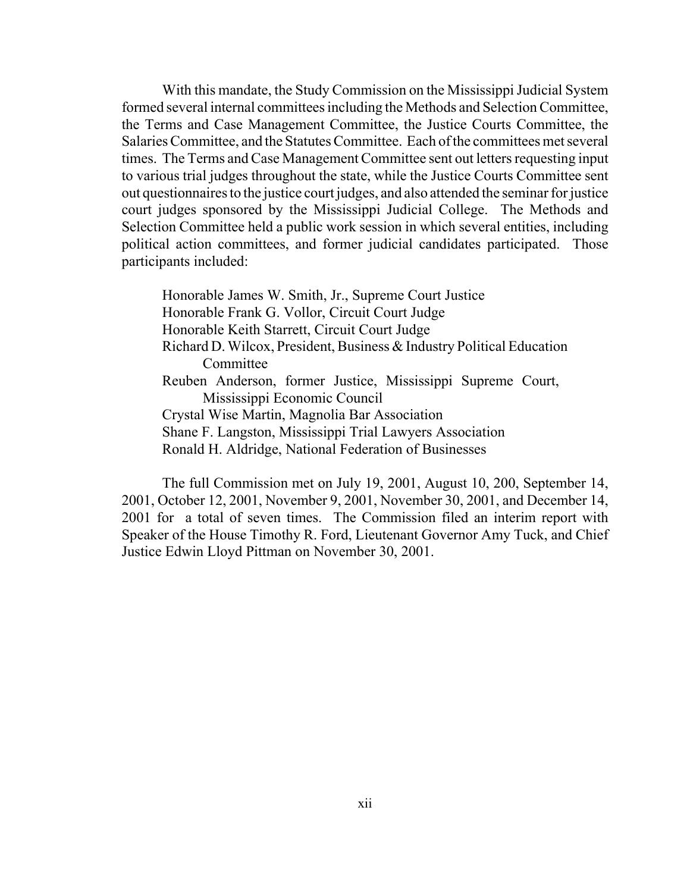With this mandate, the Study Commission on the Mississippi Judicial System formed several internal committees including the Methods and Selection Committee, the Terms and Case Management Committee, the Justice Courts Committee, the Salaries Committee, and the Statutes Committee. Each of the committees met several times. The Terms and Case Management Committee sent out letters requesting input to various trial judges throughout the state, while the Justice Courts Committee sent out questionnaires to the justice court judges, and also attended the seminar for justice court judges sponsored by the Mississippi Judicial College. The Methods and Selection Committee held a public work session in which several entities, including political action committees, and former judicial candidates participated. Those participants included:

Honorable James W. Smith, Jr., Supreme Court Justice
Honorable Frank G. Vollor, Circuit Court Judge
Honorable Keith Starrett, Circuit Court Judge
Richard D. Wilcox, President, Business & Industry Political Education Committee
Reuben Anderson, former Justice, Mississippi Supreme Court, Mississippi Economic Council
Crystal Wise Martin, Magnolia Bar Association
Shane F. Langston, Mississippi Trial Lawyers Association
Ronald H. Aldridge, National Federation of Businesses

The full Commission met on July 19, 2001, August 10, 200, September 14, 2001, October 12, 2001, November 9, 2001, November 30, 2001, and December 14, 2001 for a total of seven times. The Commission filed an interim report with Speaker of the House Timothy R. Ford, Lieutenant Governor Amy Tuck, and Chief Justice Edwin Lloyd Pittman on November 30, 2001.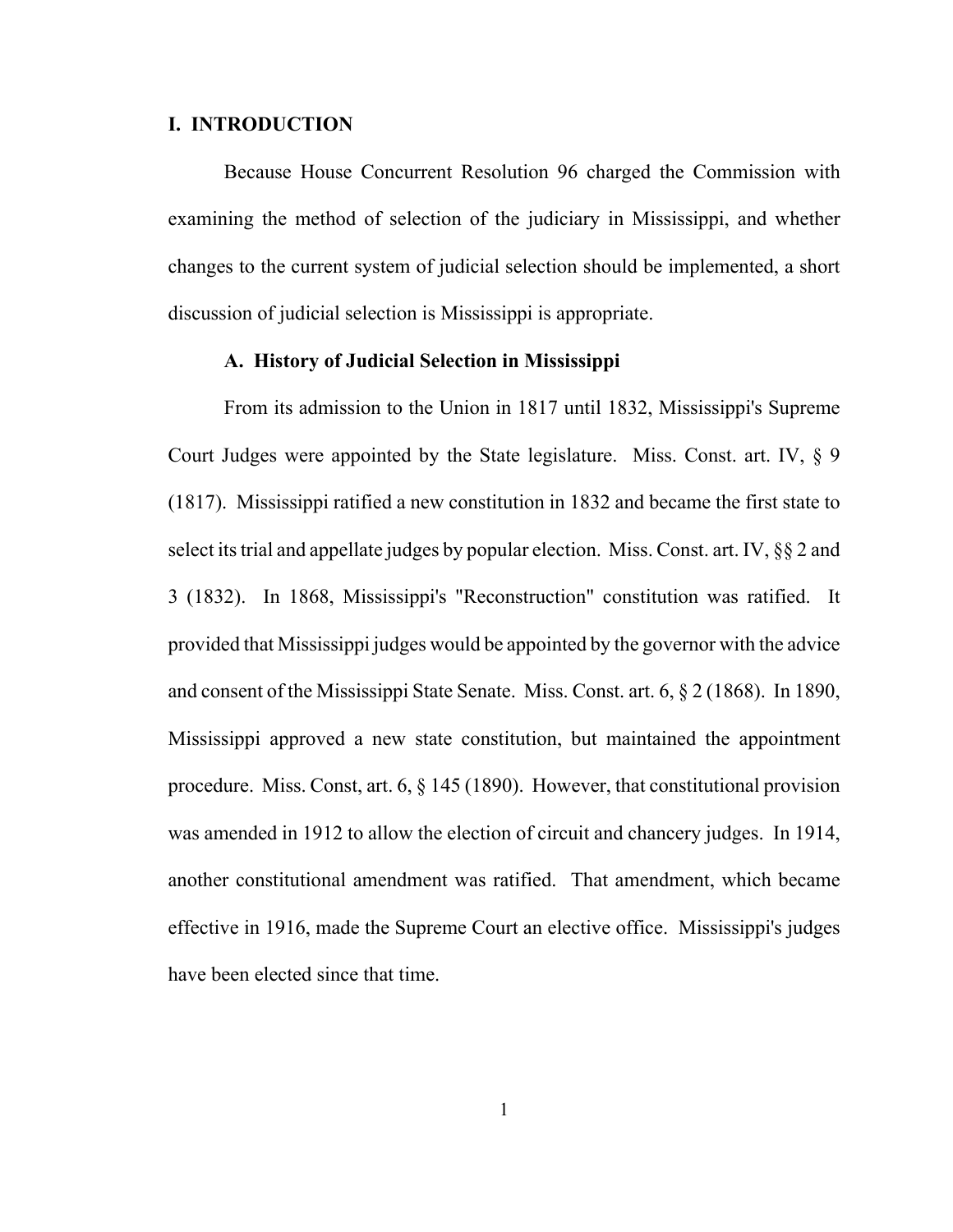## I. INTRODUCTION

Because House Concurrent Resolution 96 charged the Commission with examining the method of selection of the judiciary in Mississippi, and whether changes to the current system of judicial selection should be implemented, a short discussion of judicial selection is Mississippi is appropriate.

### A. History of Judicial Selection in Mississippi

From its admission to the Union in 1817 until 1832, Mississippi's Supreme Court Judges were appointed by the State legislature. Miss. Const. art. IV, § 9 (1817). Mississippi ratified a new constitution in 1832 and became the first state to select its trial and appellate judges by popular election. Miss. Const. art. IV, §§ 2 and 3 (1832). In 1868, Mississippi's "Reconstruction" constitution was ratified. It provided that Mississippi judges would be appointed by the governor with the advice and consent of the Mississippi State Senate. Miss. Const. art. 6, § 2 (1868). In 1890, Mississippi approved a new state constitution, but maintained the appointment procedure. Miss. Const, art. 6, § 145 (1890). However, that constitutional provision was amended in 1912 to allow the election of circuit and chancery judges. In 1914, another constitutional amendment was ratified. That amendment, which became effective in 1916, made the Supreme Court an elective office. Mississippi's judges have been elected since that time.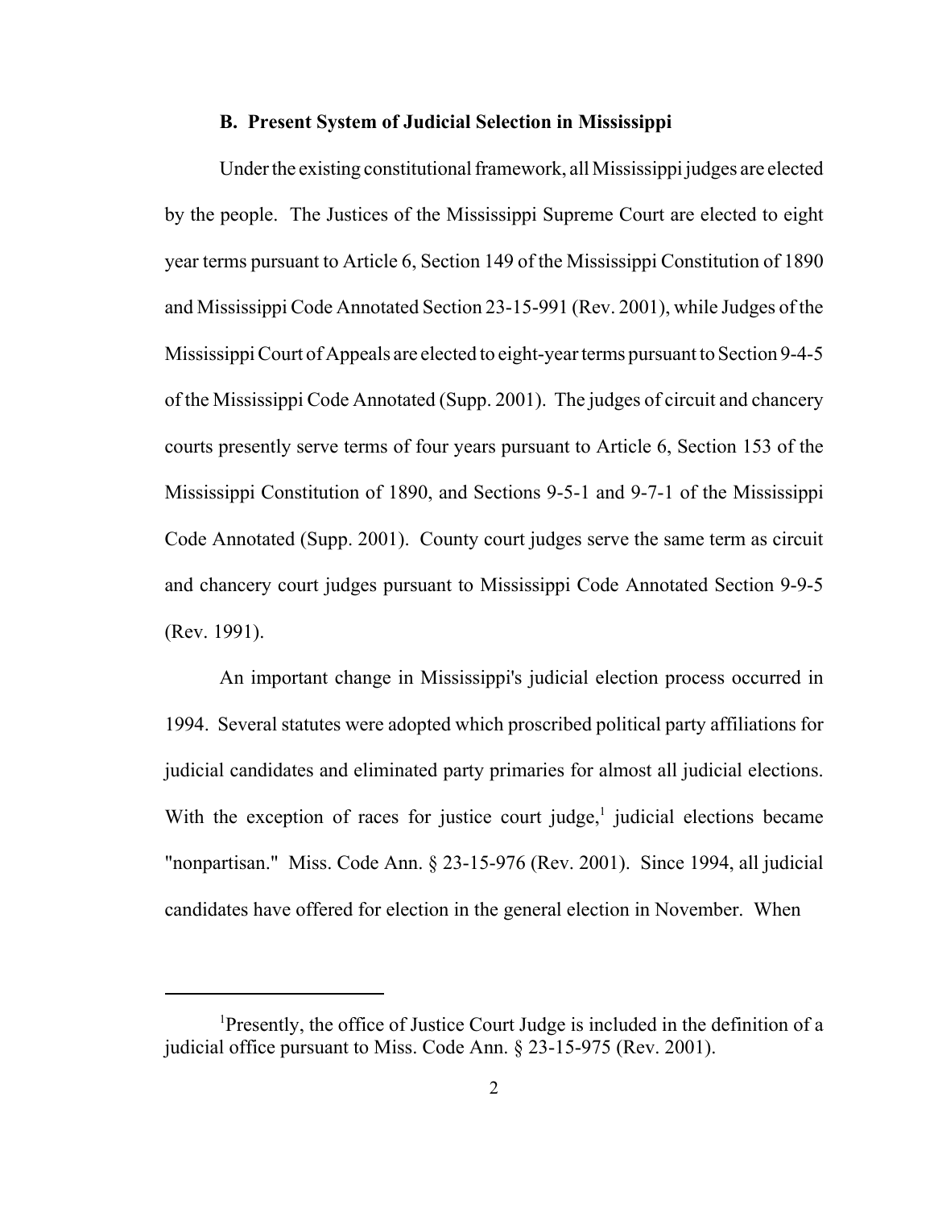### B. Present System of Judicial Selection in Mississippi

Under the existing constitutional framework, all Mississippi judges are elected by the people. The Justices of the Mississippi Supreme Court are elected to eight year terms pursuant to Article 6, Section 149 of the Mississippi Constitution of 1890 and Mississippi Code Annotated Section 23-15-991 (Rev. 2001), while Judges of the Mississippi Court of Appeals are elected to eight-year terms pursuant to Section 9-4-5 of the Mississippi Code Annotated (Supp. 2001). The judges of circuit and chancery courts presently serve terms of four years pursuant to Article 6, Section 153 of the Mississippi Constitution of 1890, and Sections 9-5-1 and 9-7-1 of the Mississippi Code Annotated (Supp. 2001). County court judges serve the same term as circuit and chancery court judges pursuant to Mississippi Code Annotated Section 9-9-5 (Rev. 1991).

An important change in Mississippi's judicial election process occurred in 1994. Several statutes were adopted which proscribed political party affiliations for judicial candidates and eliminated party primaries for almost all judicial elections. With the exception of races for justice court judge,[1] judicial elections became "nonpartisan." Miss. Code Ann. § 23-15-976 (Rev. 2001). Since 1994, all judicial candidates have offered for election in the general election in November. When

---

[1] Presently, the office of Justice Court Judge is included in the definition of a judicial office pursuant to Miss. Code Ann. § 23-15-975 (Rev. 2001).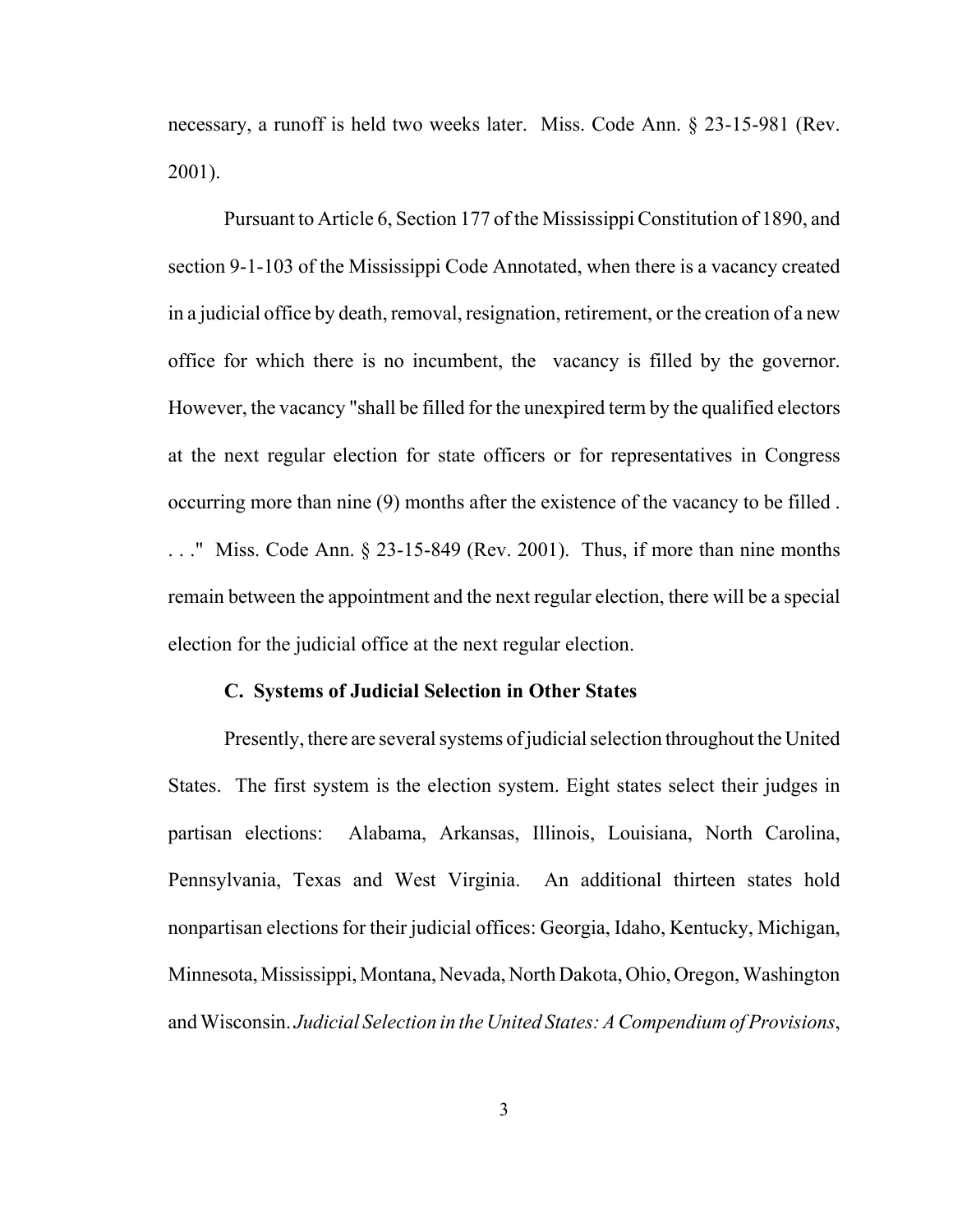necessary, a runoff is held two weeks later. Miss. Code Ann. § 23-15-981 (Rev. 2001).

Pursuant to Article 6, Section 177 of the Mississippi Constitution of 1890, and section 9-1-103 of the Mississippi Code Annotated, when there is a vacancy created in a judicial office by death, removal, resignation, retirement, or the creation of a new office for which there is no incumbent, the vacancy is filled by the governor. However, the vacancy "shall be filled for the unexpired term by the qualified electors at the next regular election for state officers or for representatives in Congress occurring more than nine (9) months after the existence of the vacancy to be filled . . ." Miss. Code Ann. § 23-15-849 (Rev. 2001). Thus, if more than nine months remain between the appointment and the next regular election, there will be a special election for the judicial office at the next regular election.

### C. Systems of Judicial Selection in Other States

Presently, there are several systems of judicial selection throughout the United States. The first system is the election system. Eight states select their judges in partisan elections: Alabama, Arkansas, Illinois, Louisiana, North Carolina, Pennsylvania, Texas and West Virginia. An additional thirteen states hold nonpartisan elections for their judicial offices: Georgia, Idaho, Kentucky, Michigan, Minnesota, Mississippi, Montana, Nevada, North Dakota, Ohio, Oregon, Washington and Wisconsin. *Judicial Selection in the United States: A Compendium of Provisions*,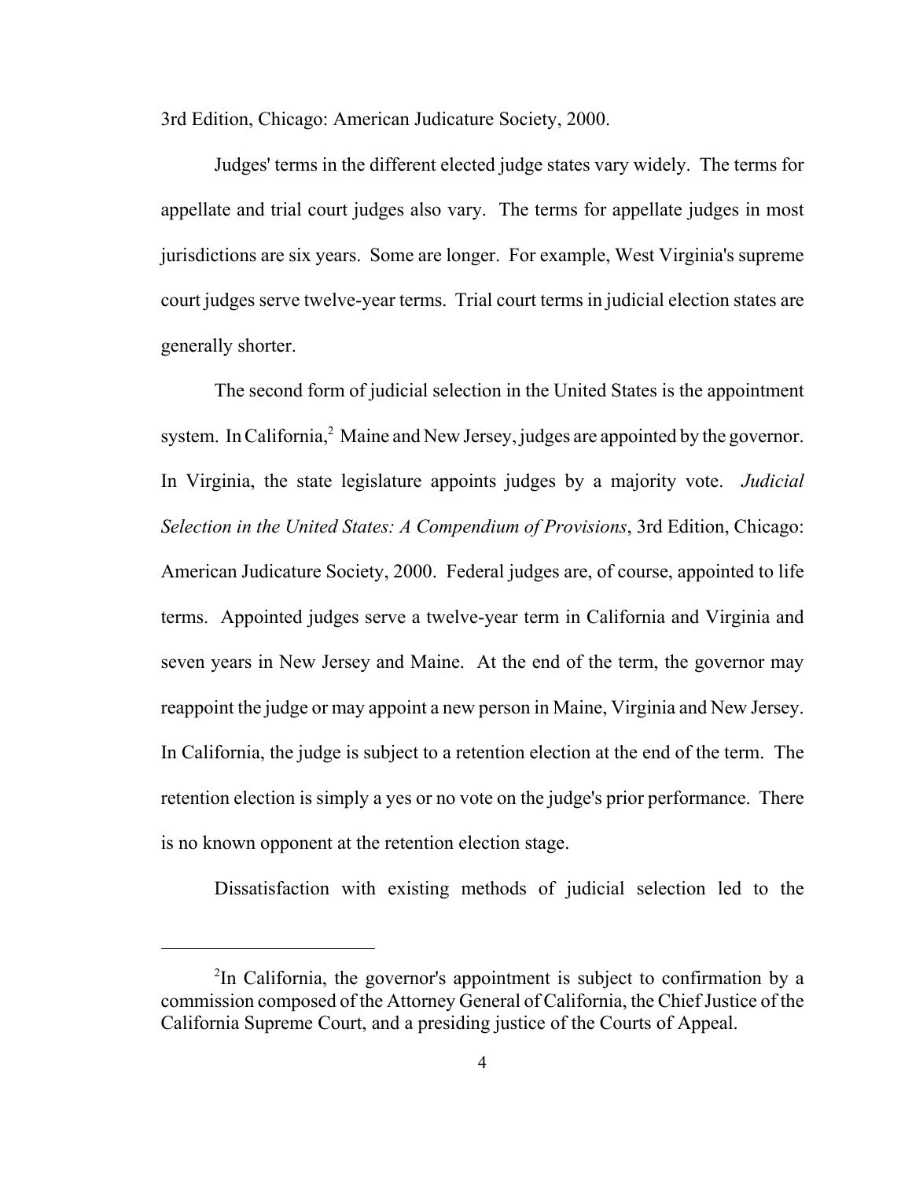3rd Edition, Chicago: American Judicature Society, 2000.

Judges' terms in the different elected judge states vary widely. The terms for appellate and trial court judges also vary. The terms for appellate judges in most jurisdictions are six years. Some are longer. For example, West Virginia's supreme court judges serve twelve-year terms. Trial court terms in judicial election states are generally shorter.

The second form of judicial selection in the United States is the appointment system. In California,[2] Maine and New Jersey, judges are appointed by the governor. In Virginia, the state legislature appoints judges by a majority vote. *Judicial Selection in the United States: A Compendium of Provisions*, 3rd Edition, Chicago: American Judicature Society, 2000. Federal judges are, of course, appointed to life terms. Appointed judges serve a twelve-year term in California and Virginia and seven years in New Jersey and Maine. At the end of the term, the governor may reappoint the judge or may appoint a new person in Maine, Virginia and New Jersey. In California, the judge is subject to a retention election at the end of the term. The retention election is simply a yes or no vote on the judge's prior performance. There is no known opponent at the retention election stage.

Dissatisfaction with existing methods of judicial selection led to the

---

[2]In California, the governor's appointment is subject to confirmation by a commission composed of the Attorney General of California, the Chief Justice of the California Supreme Court, and a presiding justice of the Courts of Appeal.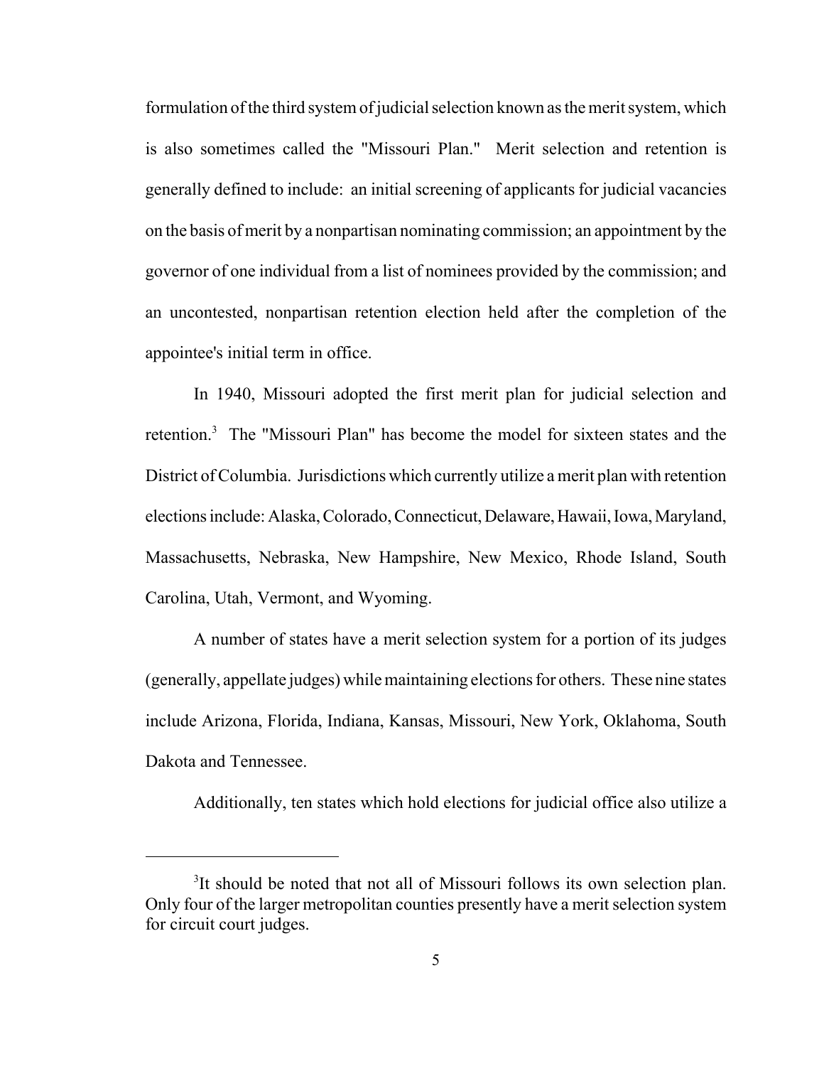formulation of the third system of judicial selection known as the merit system, which is also sometimes called the "Missouri Plan." Merit selection and retention is generally defined to include: an initial screening of applicants for judicial vacancies on the basis of merit by a nonpartisan nominating commission; an appointment by the governor of one individual from a list of nominees provided by the commission; and an uncontested, nonpartisan retention election held after the completion of the appointee's initial term in office.

In 1940, Missouri adopted the first merit plan for judicial selection and retention.[3] The "Missouri Plan" has become the model for sixteen states and the District of Columbia. Jurisdictions which currently utilize a merit plan with retention elections include: Alaska, Colorado, Connecticut, Delaware, Hawaii, Iowa, Maryland, Massachusetts, Nebraska, New Hampshire, New Mexico, Rhode Island, South Carolina, Utah, Vermont, and Wyoming.

A number of states have a merit selection system for a portion of its judges (generally, appellate judges) while maintaining elections for others. These nine states include Arizona, Florida, Indiana, Kansas, Missouri, New York, Oklahoma, South Dakota and Tennessee.

Additionally, ten states which hold elections for judicial office also utilize a

---

[3]It should be noted that not all of Missouri follows its own selection plan. Only four of the larger metropolitan counties presently have a merit selection system for circuit court judges.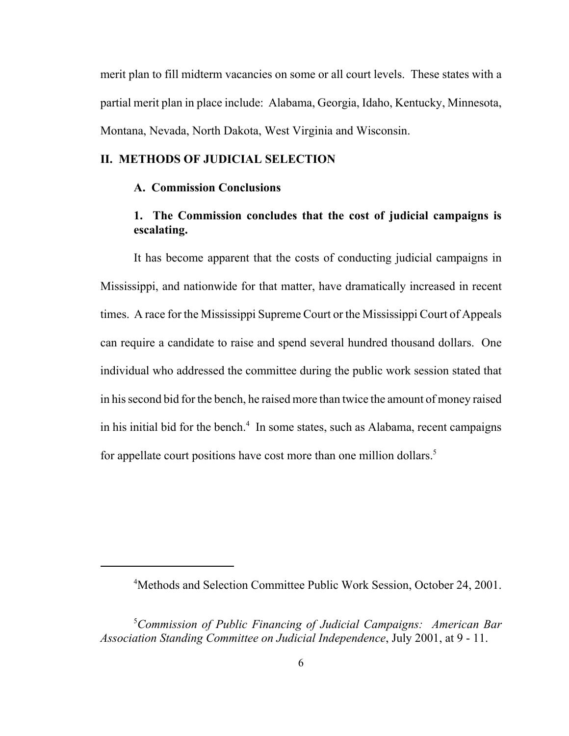merit plan to fill midterm vacancies on some or all court levels. These states with a partial merit plan in place include: Alabama, Georgia, Idaho, Kentucky, Minnesota, Montana, Nevada, North Dakota, West Virginia and Wisconsin.

## II. METHODS OF JUDICIAL SELECTION

### A. Commission Conclusions

#### 1. The Commission concludes that the cost of judicial campaigns is escalating.

It has become apparent that the costs of conducting judicial campaigns in Mississippi, and nationwide for that matter, have dramatically increased in recent times. A race for the Mississippi Supreme Court or the Mississippi Court of Appeals can require a candidate to raise and spend several hundred thousand dollars. One individual who addressed the committee during the public work session stated that in his second bid for the bench, he raised more than twice the amount of money raised in his initial bid for the bench.[4] In some states, such as Alabama, recent campaigns for appellate court positions have cost more than one million dollars.[5]

---

[4] Methods and Selection Committee Public Work Session, October 24, 2001.

[5] *Commission of Public Financing of Judicial Campaigns: American Bar Association Standing Committee on Judicial Independence*, July 2001, at 9 - 11.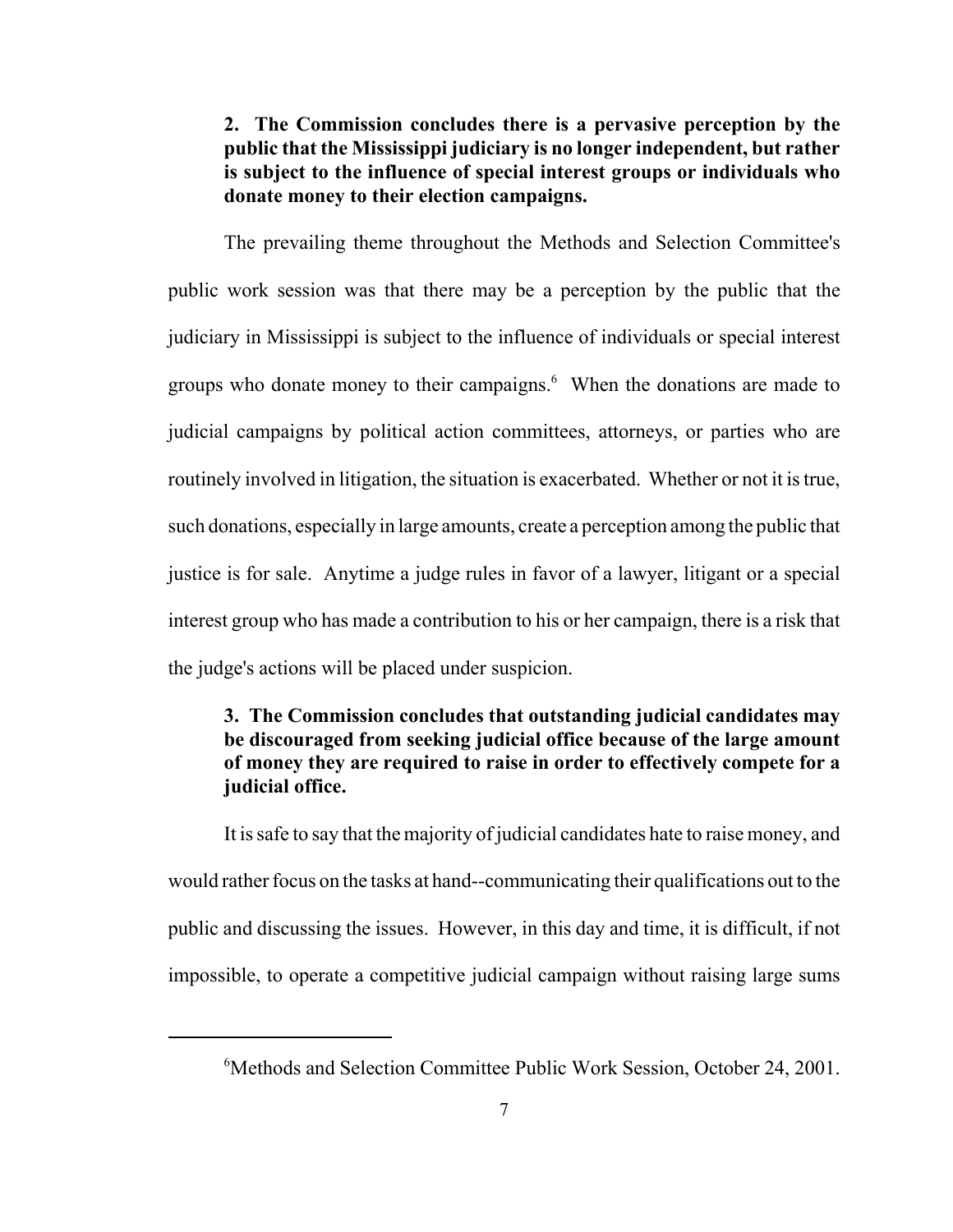**2. The Commission concludes there is a pervasive perception by the public that the Mississippi judiciary is no longer independent, but rather is subject to the influence of special interest groups or individuals who donate money to their election campaigns.**

The prevailing theme throughout the Methods and Selection Committee's public work session was that there may be a perception by the public that the judiciary in Mississippi is subject to the influence of individuals or special interest groups who donate money to their campaigns.[6] When the donations are made to judicial campaigns by political action committees, attorneys, or parties who are routinely involved in litigation, the situation is exacerbated. Whether or not it is true, such donations, especially in large amounts, create a perception among the public that justice is for sale. Anytime a judge rules in favor of a lawyer, litigant or a special interest group who has made a contribution to his or her campaign, there is a risk that the judge's actions will be placed under suspicion.

**3. The Commission concludes that outstanding judicial candidates may be discouraged from seeking judicial office because of the large amount of money they are required to raise in order to effectively compete for a judicial office.**

It is safe to say that the majority of judicial candidates hate to raise money, and would rather focus on the tasks at hand--communicating their qualifications out to the public and discussing the issues. However, in this day and time, it is difficult, if not impossible, to operate a competitive judicial campaign without raising large sums

---

[6] Methods and Selection Committee Public Work Session, October 24, 2001.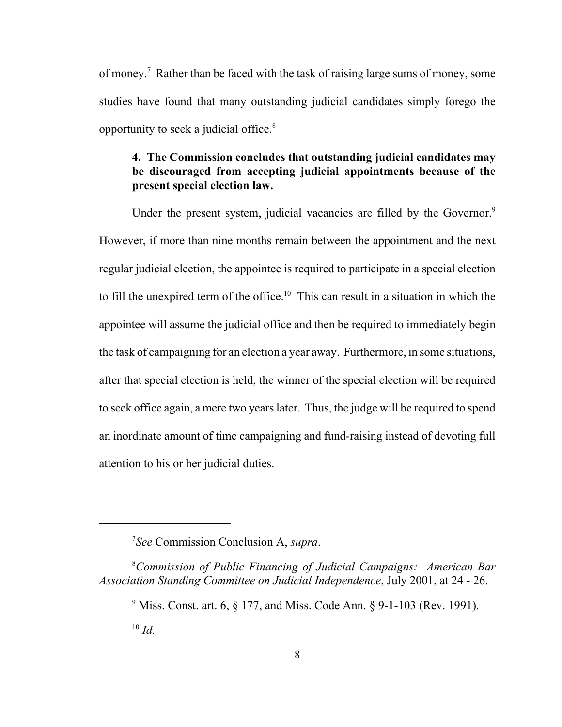of money.[7] Rather than be faced with the task of raising large sums of money, some studies have found that many outstanding judicial candidates simply forego the opportunity to seek a judicial office.[8]

**4. The Commission concludes that outstanding judicial candidates may be discouraged from accepting judicial appointments because of the present special election law.**

Under the present system, judicial vacancies are filled by the Governor.[9] However, if more than nine months remain between the appointment and the next regular judicial election, the appointee is required to participate in a special election to fill the unexpired term of the office.[10] This can result in a situation in which the appointee will assume the judicial office and then be required to immediately begin the task of campaigning for an election a year away. Furthermore, in some situations, after that special election is held, the winner of the special election will be required to seek office again, a mere two years later. Thus, the judge will be required to spend an inordinate amount of time campaigning and fund-raising instead of devoting full attention to his or her judicial duties.

---

[7] *See* Commission Conclusion A, *supra*.

[8] *Commission of Public Financing of Judicial Campaigns: American Bar Association Standing Committee on Judicial Independence*, July 2001, at 24 - 26.

[9] Miss. Const. art. 6, § 177, and Miss. Code Ann. § 9-1-103 (Rev. 1991).

[10] *Id.*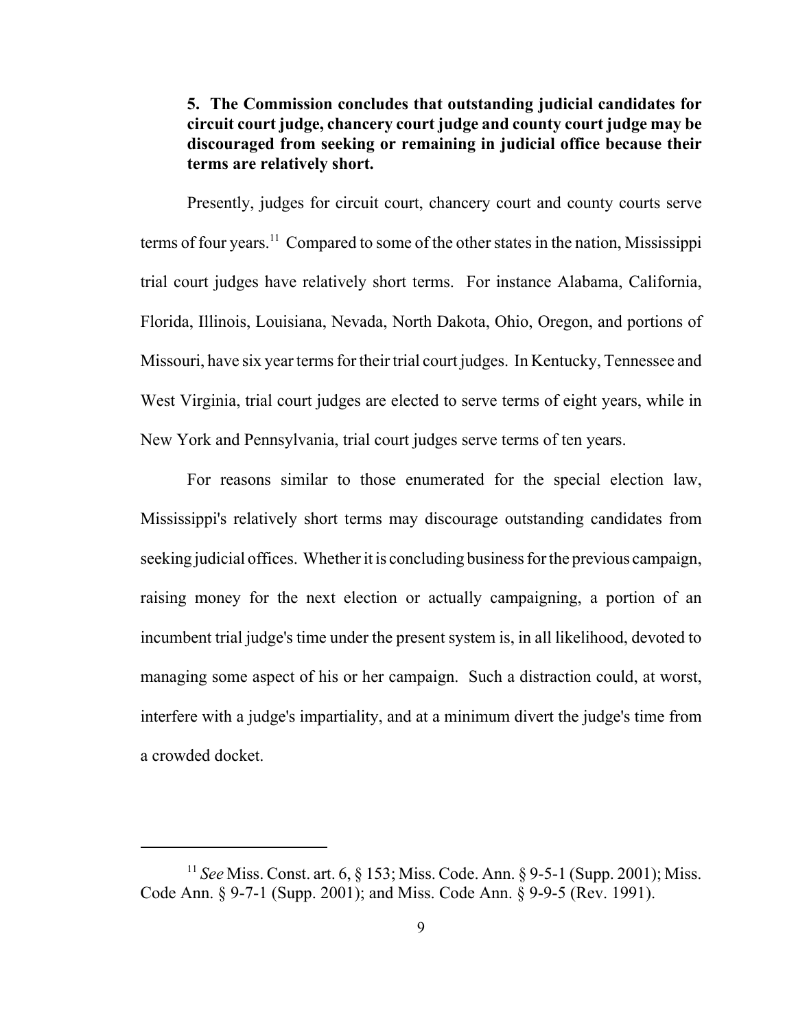**5. The Commission concludes that outstanding judicial candidates for circuit court judge, chancery court judge and county court judge may be discouraged from seeking or remaining in judicial office because their terms are relatively short.**

Presently, judges for circuit court, chancery court and county courts serve terms of four years.[11] Compared to some of the other states in the nation, Mississippi trial court judges have relatively short terms. For instance Alabama, California, Florida, Illinois, Louisiana, Nevada, North Dakota, Ohio, Oregon, and portions of Missouri, have six year terms for their trial court judges. In Kentucky, Tennessee and West Virginia, trial court judges are elected to serve terms of eight years, while in New York and Pennsylvania, trial court judges serve terms of ten years.

For reasons similar to those enumerated for the special election law, Mississippi's relatively short terms may discourage outstanding candidates from seeking judicial offices. Whether it is concluding business for the previous campaign, raising money for the next election or actually campaigning, a portion of an incumbent trial judge's time under the present system is, in all likelihood, devoted to managing some aspect of his or her campaign. Such a distraction could, at worst, interfere with a judge's impartiality, and at a minimum divert the judge's time from a crowded docket.

---

[11] *See* Miss. Const. art. 6, § 153; Miss. Code Ann. § 9-5-1 (Supp. 2001); Miss. Code Ann. § 9-7-1 (Supp. 2001); and Miss. Code Ann. § 9-9-5 (Rev. 1991).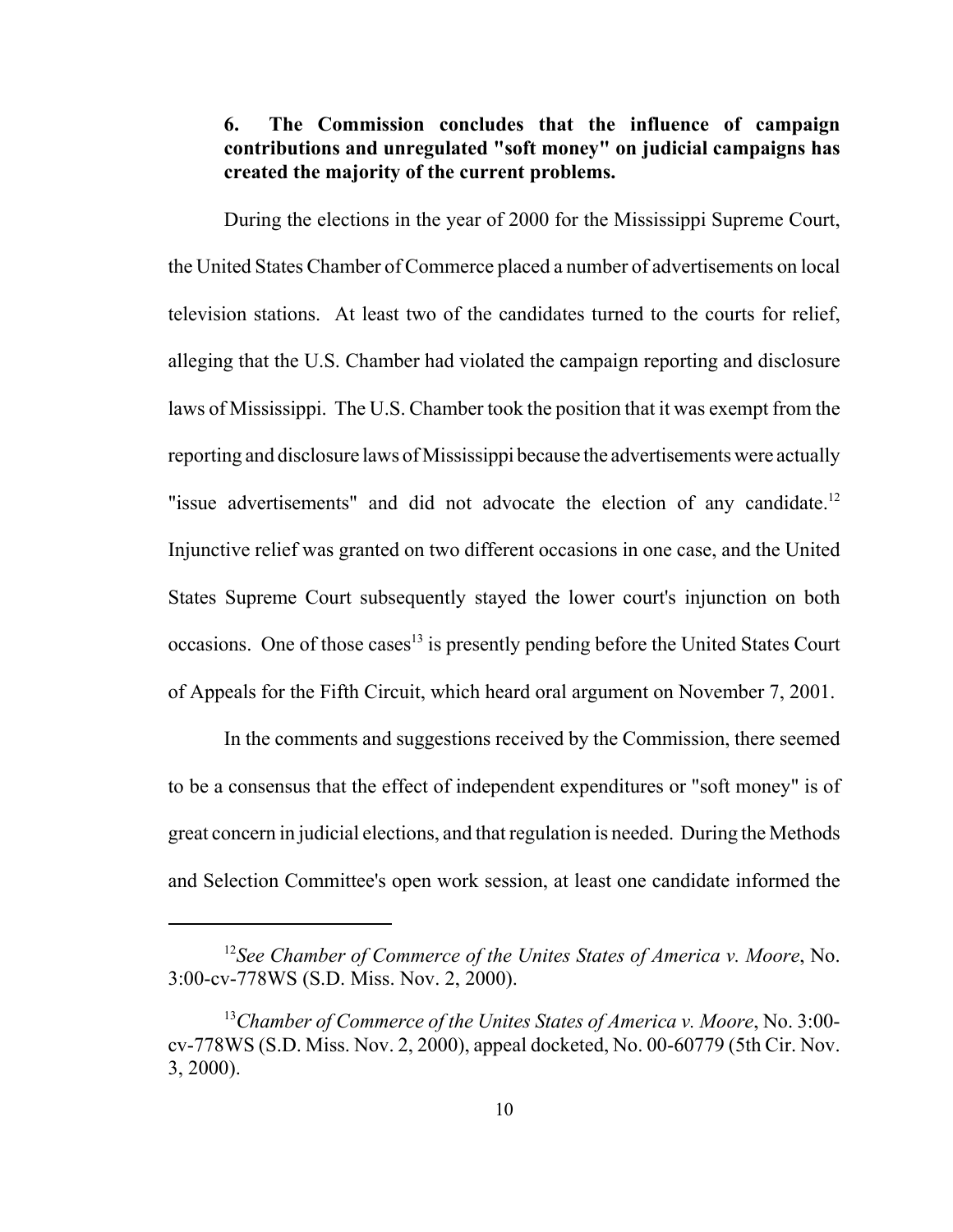**6. The Commission concludes that the influence of campaign contributions and unregulated "soft money" on judicial campaigns has created the majority of the current problems.**

During the elections in the year of 2000 for the Mississippi Supreme Court, the United States Chamber of Commerce placed a number of advertisements on local television stations. At least two of the candidates turned to the courts for relief, alleging that the U.S. Chamber had violated the campaign reporting and disclosure laws of Mississippi. The U.S. Chamber took the position that it was exempt from the reporting and disclosure laws of Mississippi because the advertisements were actually "issue advertisements" and did not advocate the election of any candidate.[12] Injunctive relief was granted on two different occasions in one case, and the United States Supreme Court subsequently stayed the lower court's injunction on both occasions. One of those cases[13] is presently pending before the United States Court of Appeals for the Fifth Circuit, which heard oral argument on November 7, 2001.

In the comments and suggestions received by the Commission, there seemed to be a consensus that the effect of independent expenditures or "soft money" is of great concern in judicial elections, and that regulation is needed. During the Methods and Selection Committee's open work session, at least one candidate informed the

---

[12] *See Chamber of Commerce of the Unites States of America v. Moore*, No. 3:00-cv-778WS (S.D. Miss. Nov. 2, 2000).

[13] *Chamber of Commerce of the Unites States of America v. Moore*, No. 3:00-cv-778WS (S.D. Miss. Nov. 2, 2000), appeal docketed, No. 00-60779 (5th Cir. Nov. 3, 2000).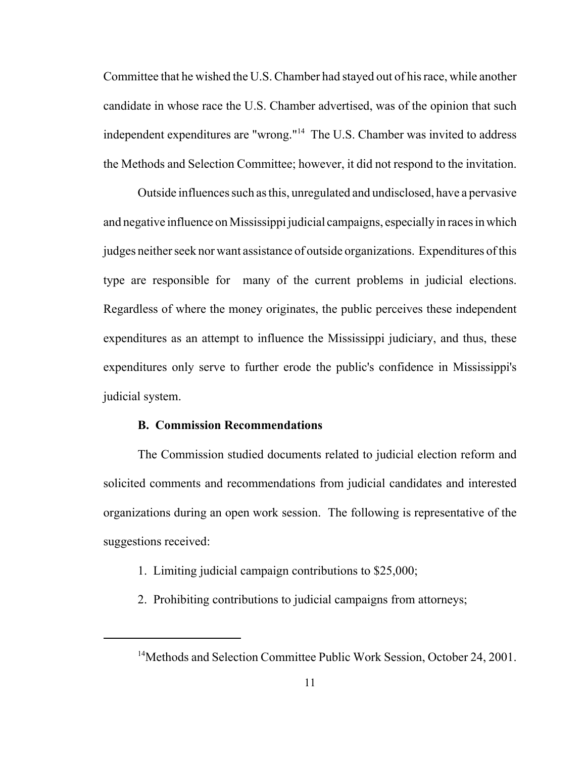Committee that he wished the U.S. Chamber had stayed out of his race, while another candidate in whose race the U.S. Chamber advertised, was of the opinion that such independent expenditures are "wrong."[14] The U.S. Chamber was invited to address the Methods and Selection Committee; however, it did not respond to the invitation.

Outside influences such as this, unregulated and undisclosed, have a pervasive and negative influence on Mississippi judicial campaigns, especially in races in which judges neither seek nor want assistance of outside organizations. Expenditures of this type are responsible for many of the current problems in judicial elections. Regardless of where the money originates, the public perceives these independent expenditures as an attempt to influence the Mississippi judiciary, and thus, these expenditures only serve to further erode the public's confidence in Mississippi's judicial system.

### B. Commission Recommendations

The Commission studied documents related to judicial election reform and solicited comments and recommendations from judicial candidates and interested organizations during an open work session. The following is representative of the suggestions received:

1. Limiting judicial campaign contributions to $25,000;
2. Prohibiting contributions to judicial campaigns from attorneys;

---

[14] Methods and Selection Committee Public Work Session, October 24, 2001.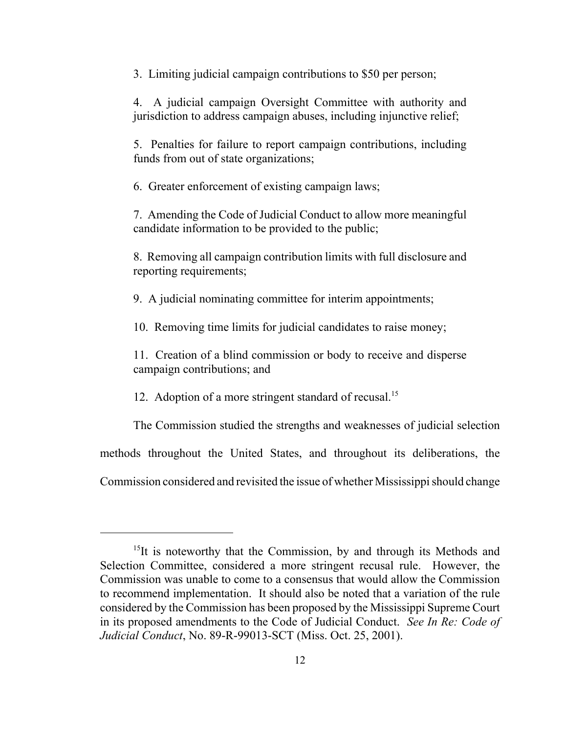3. Limiting judicial campaign contributions to $50 per person;

4. A judicial campaign Oversight Committee with authority and jurisdiction to address campaign abuses, including injunctive relief;

5. Penalties for failure to report campaign contributions, including funds from out of state organizations;

6. Greater enforcement of existing campaign laws;

7. Amending the Code of Judicial Conduct to allow more meaningful candidate information to be provided to the public;

8. Removing all campaign contribution limits with full disclosure and reporting requirements;

9. A judicial nominating committee for interim appointments;

10. Removing time limits for judicial candidates to raise money;

11. Creation of a blind commission or body to receive and disperse campaign contributions; and

12. Adoption of a more stringent standard of recusal.[15]

The Commission studied the strengths and weaknesses of judicial selection methods throughout the United States, and throughout its deliberations, the Commission considered and revisited the issue of whether Mississippi should change

---

[15] It is noteworthy that the Commission, by and through its Methods and Selection Committee, considered a more stringent recusal rule. However, the Commission was unable to come to a consensus that would allow the Commission to recommend implementation. It should also be noted that a variation of the rule considered by the Commission has been proposed by the Mississippi Supreme Court in its proposed amendments to the Code of Judicial Conduct. *See In Re: Code of Judicial Conduct*, No. 89-R-99013-SCT (Miss. Oct. 25, 2001).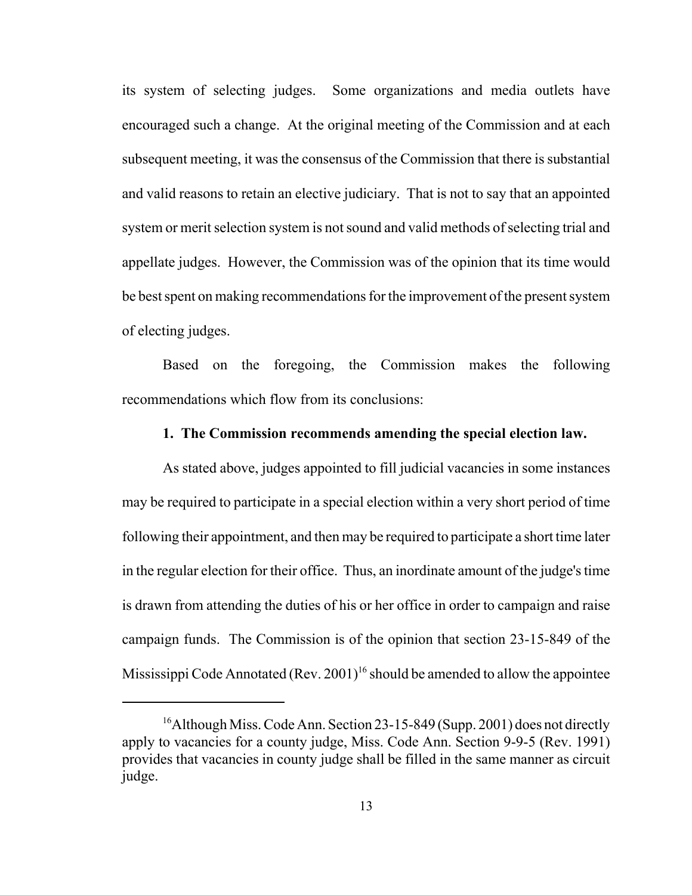its system of selecting judges. Some organizations and media outlets have encouraged such a change. At the original meeting of the Commission and at each subsequent meeting, it was the consensus of the Commission that there is substantial and valid reasons to retain an elective judiciary. That is not to say that an appointed system or merit selection system is not sound and valid methods of selecting trial and appellate judges. However, the Commission was of the opinion that its time would be best spent on making recommendations for the improvement of the present system of electing judges.

Based on the foregoing, the Commission makes the following recommendations which flow from its conclusions:

**1. The Commission recommends amending the special election law.**

As stated above, judges appointed to fill judicial vacancies in some instances may be required to participate in a special election within a very short period of time following their appointment, and then may be required to participate a short time later in the regular election for their office. Thus, an inordinate amount of the judge's time is drawn from attending the duties of his or her office in order to campaign and raise campaign funds. The Commission is of the opinion that section 23-15-849 of the Mississippi Code Annotated (Rev. 2001)[16] should be amended to allow the appointee

[16] Although Miss. Code Ann. Section 23-15-849 (Supp. 2001) does not directly apply to vacancies for a county judge, Miss. Code Ann. Section 9-9-5 (Rev. 1991) provides that vacancies in county judge shall be filled in the same manner as circuit judge.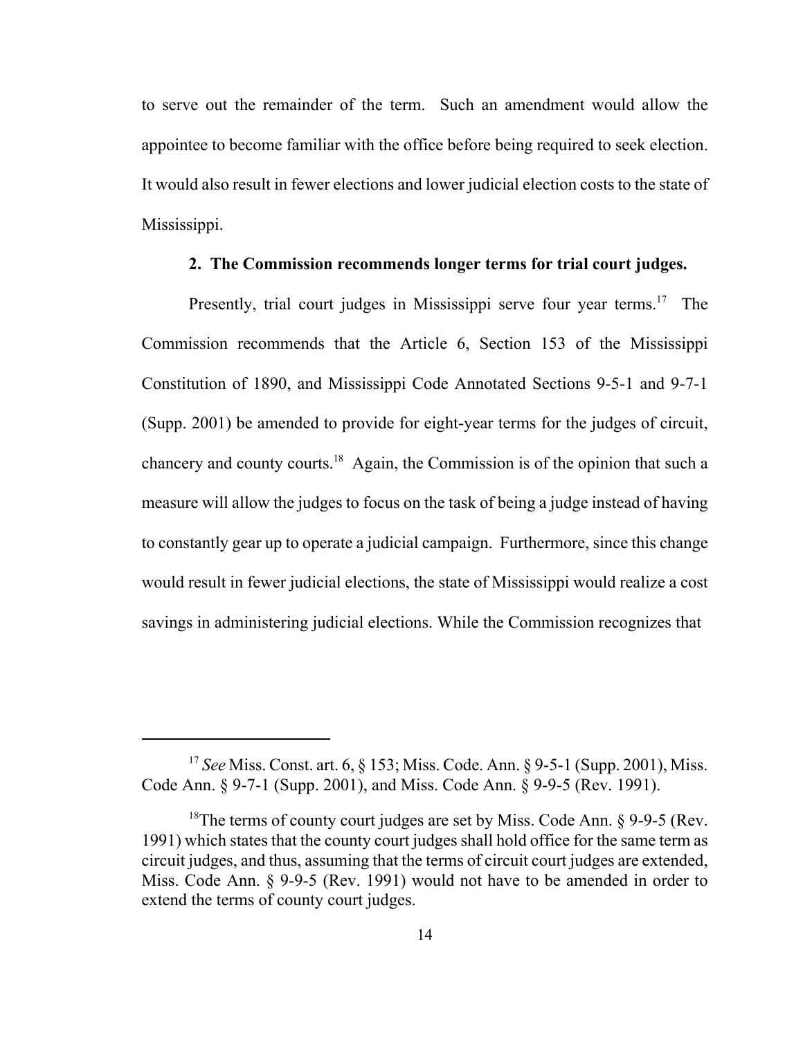to serve out the remainder of the term. Such an amendment would allow the appointee to become familiar with the office before being required to seek election. It would also result in fewer elections and lower judicial election costs to the state of Mississippi.

**2. The Commission recommends longer terms for trial court judges.**

Presently, trial court judges in Mississippi serve four year terms.[17] The Commission recommends that the Article 6, Section 153 of the Mississippi Constitution of 1890, and Mississippi Code Annotated Sections 9-5-1 and 9-7-1 (Supp. 2001) be amended to provide for eight-year terms for the judges of circuit, chancery and county courts.[18] Again, the Commission is of the opinion that such a measure will allow the judges to focus on the task of being a judge instead of having to constantly gear up to operate a judicial campaign. Furthermore, since this change would result in fewer judicial elections, the state of Mississippi would realize a cost savings in administering judicial elections. While the Commission recognizes that

---

[17] *See* Miss. Const. art. 6, § 153; Miss. Code. Ann. § 9-5-1 (Supp. 2001), Miss. Code Ann. § 9-7-1 (Supp. 2001), and Miss. Code Ann. § 9-9-5 (Rev. 1991).

[18] The terms of county court judges are set by Miss. Code Ann. § 9-9-5 (Rev. 1991) which states that the county court judges shall hold office for the same term as circuit judges, and thus, assuming that the terms of circuit court judges are extended, Miss. Code Ann. § 9-9-5 (Rev. 1991) would not have to be amended in order to extend the terms of county court judges.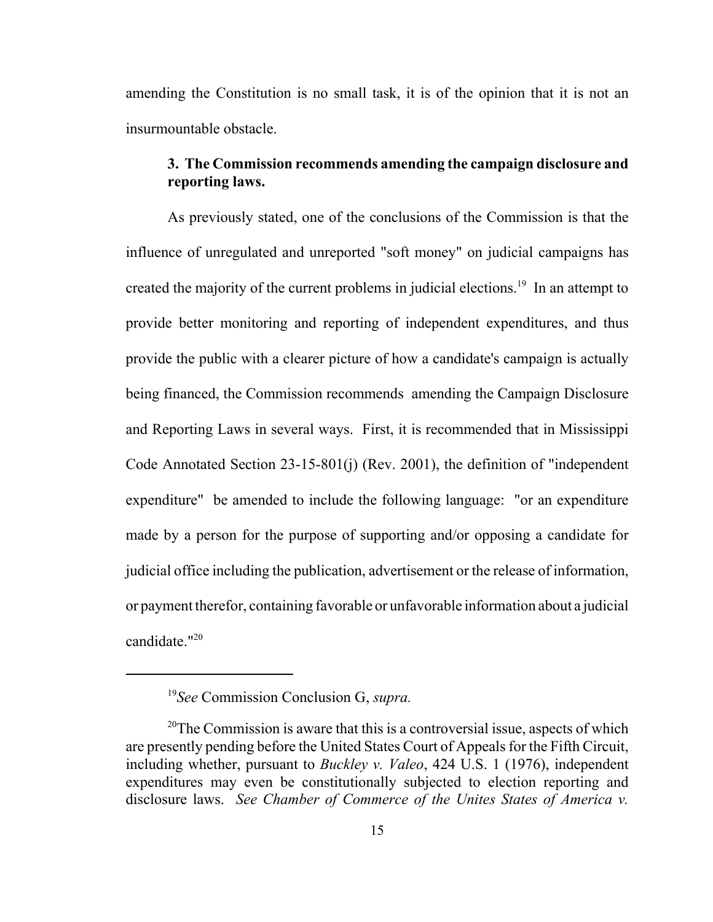amending the Constitution is no small task, it is of the opinion that it is not an insurmountable obstacle.

### 3. The Commission recommends amending the campaign disclosure and reporting laws.

As previously stated, one of the conclusions of the Commission is that the influence of unregulated and unreported "soft money" on judicial campaigns has created the majority of the current problems in judicial elections.[19] In an attempt to provide better monitoring and reporting of independent expenditures, and thus provide the public with a clearer picture of how a candidate's campaign is actually being financed, the Commission recommends amending the Campaign Disclosure and Reporting Laws in several ways. First, it is recommended that in Mississippi Code Annotated Section 23-15-801(j) (Rev. 2001), the definition of "independent expenditure" be amended to include the following language: "or an expenditure made by a person for the purpose of supporting and/or opposing a candidate for judicial office including the publication, advertisement or the release of information, or payment therefor, containing favorable or unfavorable information about a judicial candidate."[20]

---

[19] *See* Commission Conclusion G, *supra.*

[20] The Commission is aware that this is a controversial issue, aspects of which are presently pending before the United States Court of Appeals for the Fifth Circuit, including whether, pursuant to *Buckley v. Valeo*, 424 U.S. 1 (1976), independent expenditures may even be constitutionally subjected to election reporting and disclosure laws. *See Chamber of Commerce of the Unites States of America v.*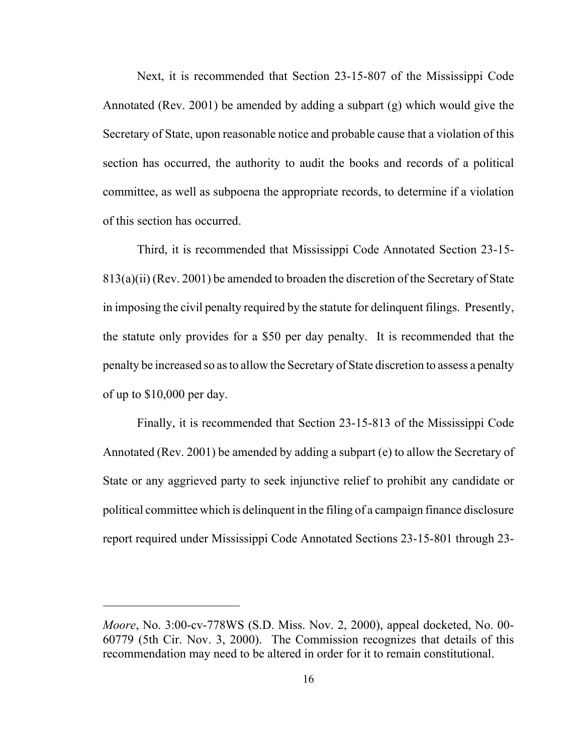Next, it is recommended that Section 23-15-807 of the Mississippi Code Annotated (Rev. 2001) be amended by adding a subpart (g) which would give the Secretary of State, upon reasonable notice and probable cause that a violation of this section has occurred, the authority to audit the books and records of a political committee, as well as subpoena the appropriate records, to determine if a violation of this section has occurred.

Third, it is recommended that Mississippi Code Annotated Section 23-15-813(a)(ii) (Rev. 2001) be amended to broaden the discretion of the Secretary of State in imposing the civil penalty required by the statute for delinquent filings. Presently, the statute only provides for a $50 per day penalty. It is recommended that the penalty be increased so as to allow the Secretary of State discretion to assess a penalty of up to $10,000 per day.

Finally, it is recommended that Section 23-15-813 of the Mississippi Code Annotated (Rev. 2001) be amended by adding a subpart (e) to allow the Secretary of State or any aggrieved party to seek injunctive relief to prohibit any candidate or political committee which is delinquent in the filing of a campaign finance disclosure report required under Mississippi Code Annotated Sections 23-15-801 through 23-

---

*Moore*, No. 3:00-cv-778WS (S.D. Miss. Nov. 2, 2000), appeal docketed, No. 00-60779 (5th Cir. Nov. 3, 2000). The Commission recognizes that details of this recommendation may need to be altered in order for it to remain constitutional.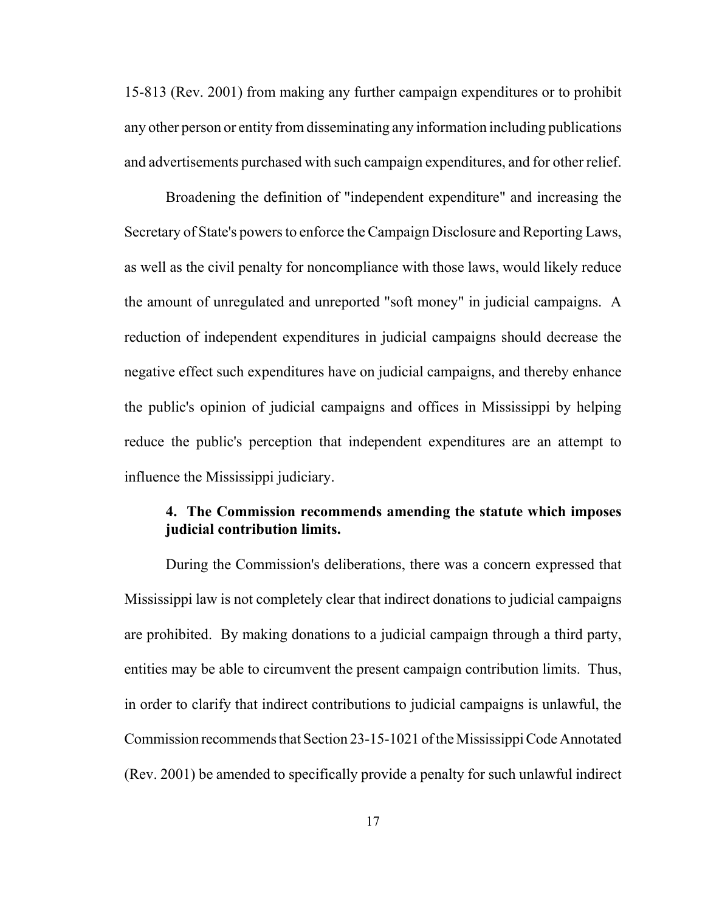15-813 (Rev. 2001) from making any further campaign expenditures or to prohibit any other person or entity from disseminating any information including publications and advertisements purchased with such campaign expenditures, and for other relief.

Broadening the definition of "independent expenditure" and increasing the Secretary of State's powers to enforce the Campaign Disclosure and Reporting Laws, as well as the civil penalty for noncompliance with those laws, would likely reduce the amount of unregulated and unreported "soft money" in judicial campaigns. A reduction of independent expenditures in judicial campaigns should decrease the negative effect such expenditures have on judicial campaigns, and thereby enhance the public's opinion of judicial campaigns and offices in Mississippi by helping reduce the public's perception that independent expenditures are an attempt to influence the Mississippi judiciary.

**4. The Commission recommends amending the statute which imposes judicial contribution limits.**

During the Commission's deliberations, there was a concern expressed that Mississippi law is not completely clear that indirect donations to judicial campaigns are prohibited. By making donations to a judicial campaign through a third party, entities may be able to circumvent the present campaign contribution limits. Thus, in order to clarify that indirect contributions to judicial campaigns is unlawful, the Commission recommends that Section 23-15-1021 of the Mississippi Code Annotated (Rev. 2001) be amended to specifically provide a penalty for such unlawful indirect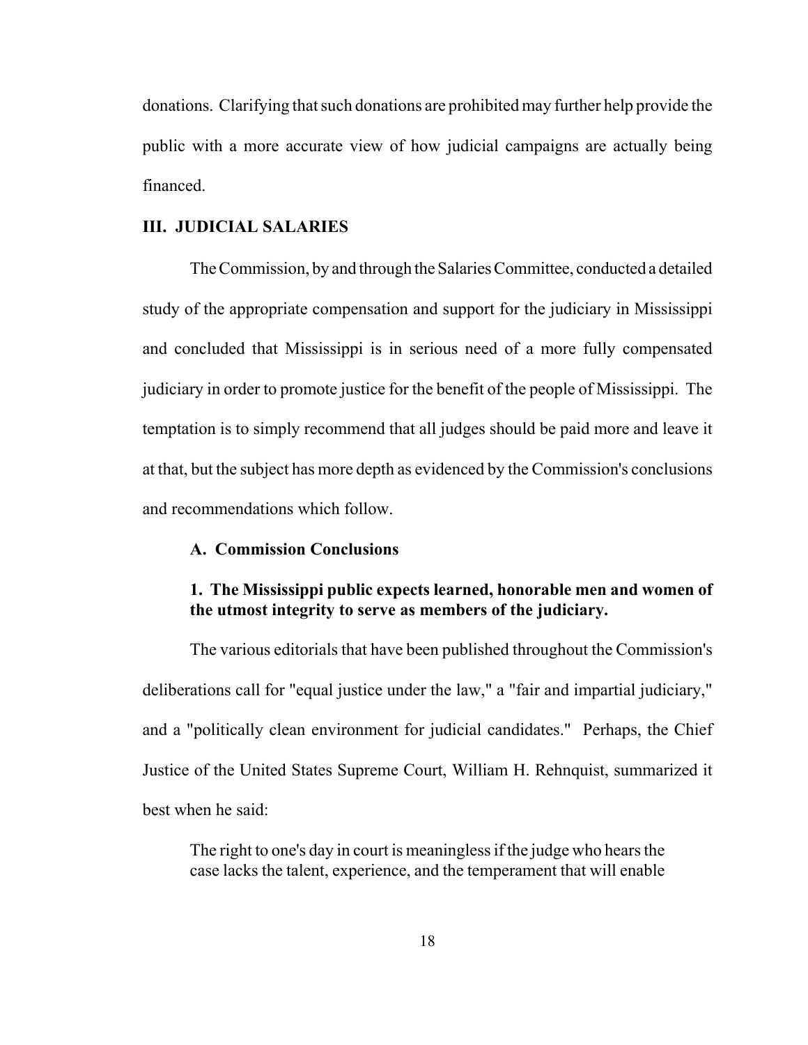donations. Clarifying that such donations are prohibited may further help provide the public with a more accurate view of how judicial campaigns are actually being financed.

## III. JUDICIAL SALARIES

The Commission, by and through the Salaries Committee, conducted a detailed study of the appropriate compensation and support for the judiciary in Mississippi and concluded that Mississippi is in serious need of a more fully compensated judiciary in order to promote justice for the benefit of the people of Mississippi. The temptation is to simply recommend that all judges should be paid more and leave it at that, but the subject has more depth as evidenced by the Commission's conclusions and recommendations which follow.

### A. Commission Conclusions

#### 1. The Mississippi public expects learned, honorable men and women of the utmost integrity to serve as members of the judiciary.

The various editorials that have been published throughout the Commission's deliberations call for "equal justice under the law," a "fair and impartial judiciary," and a "politically clean environment for judicial candidates." Perhaps, the Chief Justice of the United States Supreme Court, William H. Rehnquist, summarized it best when he said:

> The right to one's day in court is meaningless if the judge who hears the case lacks the talent, experience, and the temperament that will enable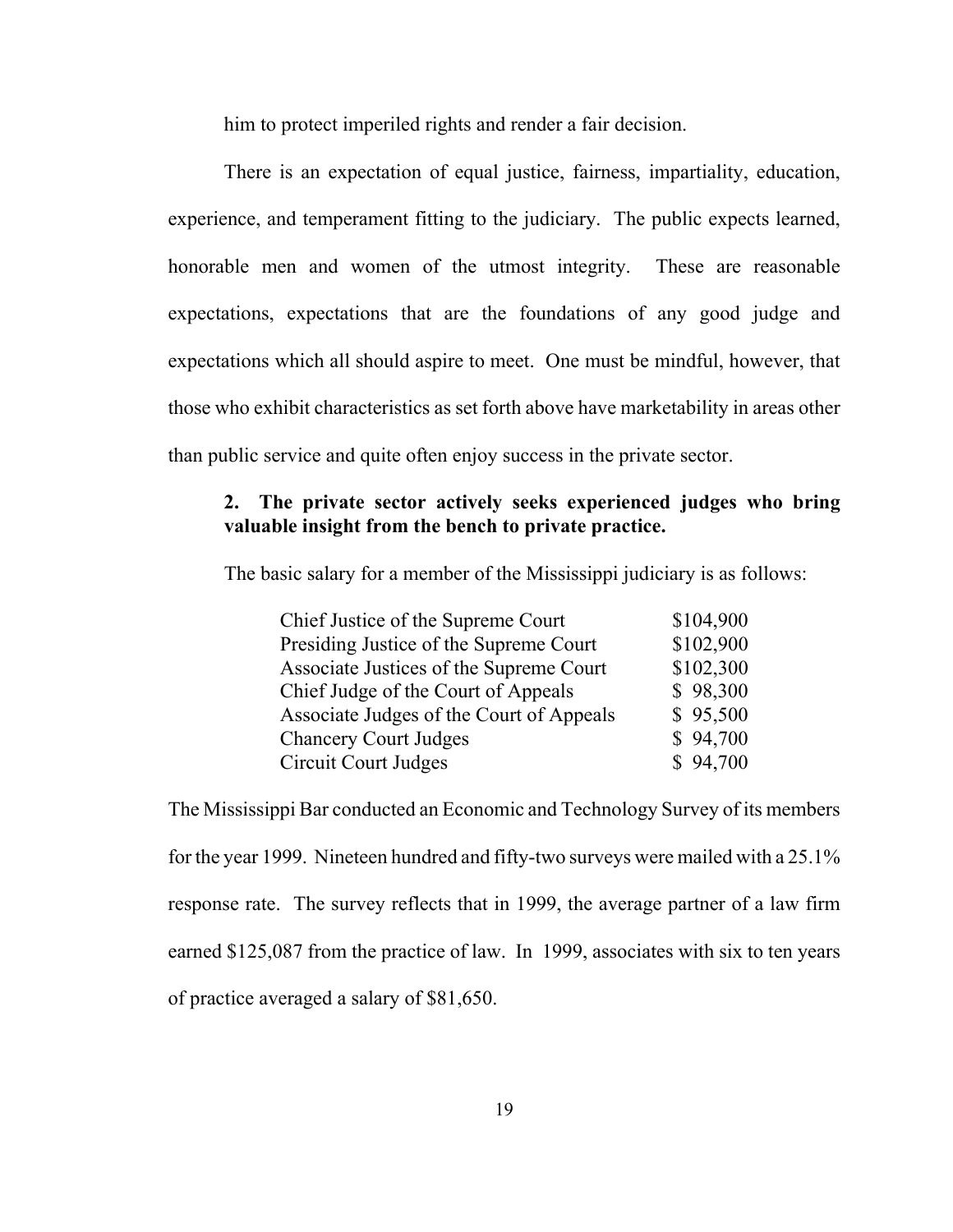him to protect imperiled rights and render a fair decision.

There is an expectation of equal justice, fairness, impartiality, education, experience, and temperament fitting to the judiciary. The public expects learned, honorable men and women of the utmost integrity. These are reasonable expectations, expectations that are the foundations of any good judge and expectations which all should aspire to meet. One must be mindful, however, that those who exhibit characteristics as set forth above have marketability in areas other than public service and quite often enjoy success in the private sector.

**2. The private sector actively seeks experienced judges who bring valuable insight from the bench to private practice.**

The basic salary for a member of the Mississippi judiciary is as follows:

| | |
|---|---|
| Chief Justice of the Supreme Court | $104,900 |
| Presiding Justice of the Supreme Court | $102,900 |
| Associate Justices of the Supreme Court | $102,300 |
| Chief Judge of the Court of Appeals | $ 98,300 |
| Associate Judges of the Court of Appeals | $ 95,500 |
| Chancery Court Judges | $ 94,700 |
| Circuit Court Judges | $ 94,700 |

The Mississippi Bar conducted an Economic and Technology Survey of its members for the year 1999. Nineteen hundred and fifty-two surveys were mailed with a 25.1% response rate. The survey reflects that in 1999, the average partner of a law firm earned $125,087 from the practice of law. In 1999, associates with six to ten years of practice averaged a salary of $81,650.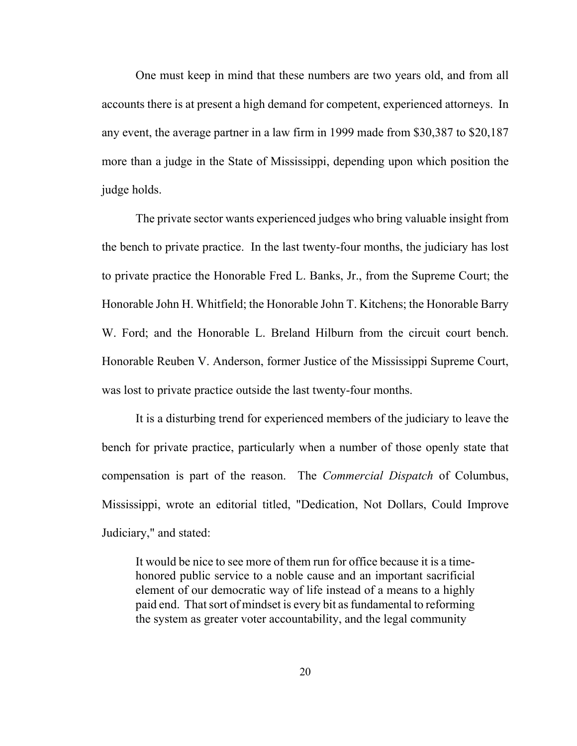One must keep in mind that these numbers are two years old, and from all accounts there is at present a high demand for competent, experienced attorneys. In any event, the average partner in a law firm in 1999 made from $30,387 to $20,187 more than a judge in the State of Mississippi, depending upon which position the judge holds.

The private sector wants experienced judges who bring valuable insight from the bench to private practice. In the last twenty-four months, the judiciary has lost to private practice the Honorable Fred L. Banks, Jr., from the Supreme Court; the Honorable John H. Whitfield; the Honorable John T. Kitchens; the Honorable Barry W. Ford; and the Honorable L. Breland Hilburn from the circuit court bench. Honorable Reuben V. Anderson, former Justice of the Mississippi Supreme Court, was lost to private practice outside the last twenty-four months.

It is a disturbing trend for experienced members of the judiciary to leave the bench for private practice, particularly when a number of those openly state that compensation is part of the reason. The *Commercial Dispatch* of Columbus, Mississippi, wrote an editorial titled, "Dedication, Not Dollars, Could Improve Judiciary," and stated:

> It would be nice to see more of them run for office because it is a time-honored public service to a noble cause and an important sacrificial element of our democratic way of life instead of a means to a highly paid end. That sort of mindset is every bit as fundamental to reforming the system as greater voter accountability, and the legal community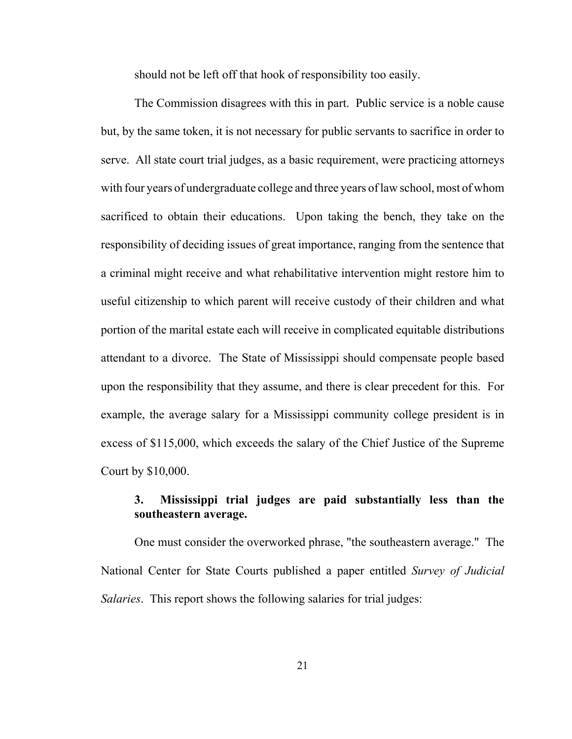should not be left off that hook of responsibility too easily.

The Commission disagrees with this in part. Public service is a noble cause but, by the same token, it is not necessary for public servants to sacrifice in order to serve. All state court trial judges, as a basic requirement, were practicing attorneys with four years of undergraduate college and three years of law school, most of whom sacrificed to obtain their educations. Upon taking the bench, they take on the responsibility of deciding issues of great importance, ranging from the sentence that a criminal might receive and what rehabilitative intervention might restore him to useful citizenship to which parent will receive custody of their children and what portion of the marital estate each will receive in complicated equitable distributions attendant to a divorce. The State of Mississippi should compensate people based upon the responsibility that they assume, and there is clear precedent for this. For example, the average salary for a Mississippi community college president is in excess of $115,000, which exceeds the salary of the Chief Justice of the Supreme Court by $10,000.

### 3. Mississippi trial judges are paid substantially less than the southeastern average.

One must consider the overworked phrase, "the southeastern average." The National Center for State Courts published a paper entitled *Survey of Judicial Salaries*. This report shows the following salaries for trial judges: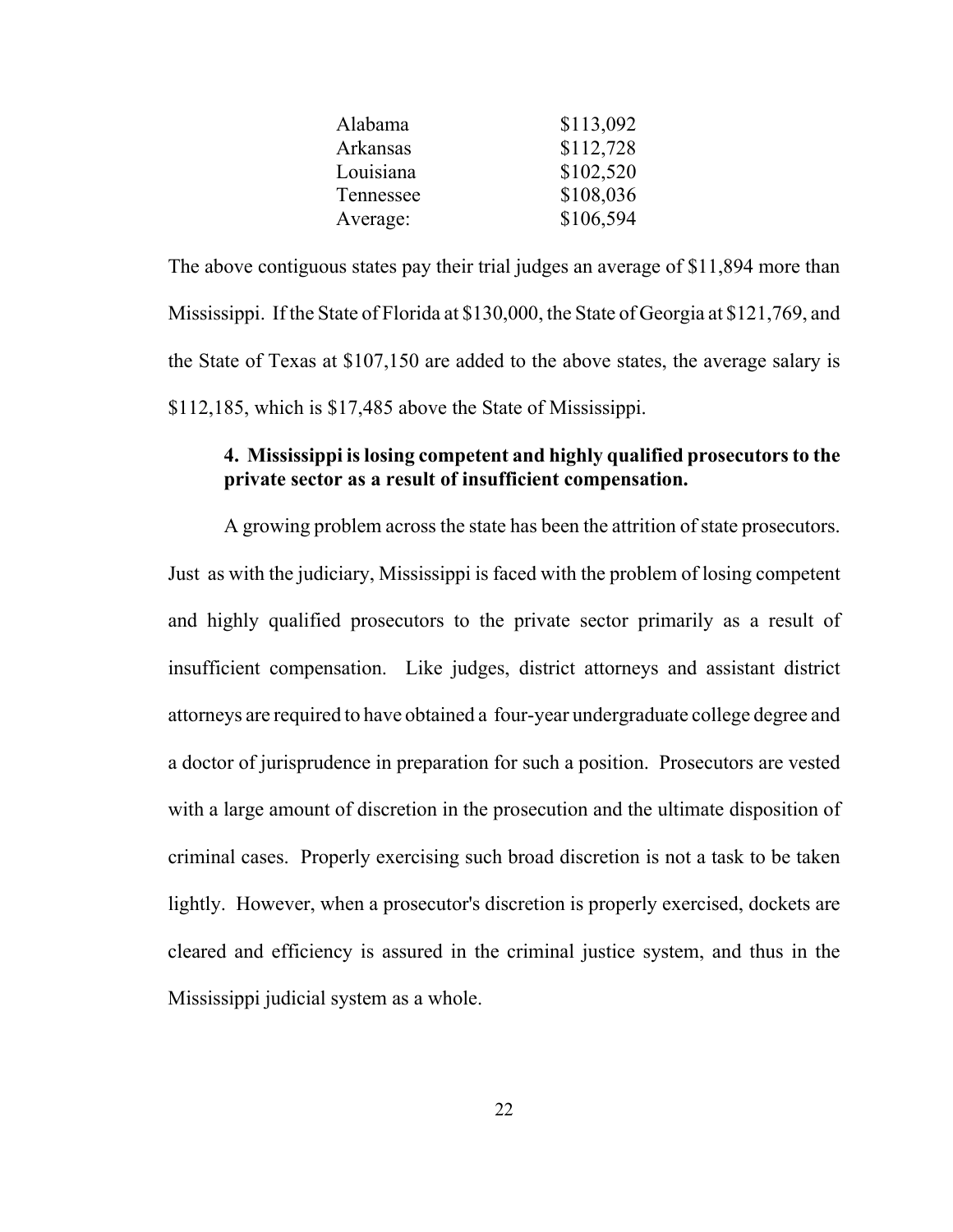| | |
|---|---|
| Alabama | \$113,092 |
| Arkansas | \$112,728 |
| Louisiana | \$102,520 |
| Tennessee | \$108,036 |
| Average: | \$106,594 |

The above contiguous states pay their trial judges an average of \$11,894 more than Mississippi. If the State of Florida at \$130,000, the State of Georgia at \$121,769, and the State of Texas at \$107,150 are added to the above states, the average salary is \$112,185, which is \$17,485 above the State of Mississippi.

**4. Mississippi is losing competent and highly qualified prosecutors to the private sector as a result of insufficient compensation.**

A growing problem across the state has been the attrition of state prosecutors. Just as with the judiciary, Mississippi is faced with the problem of losing competent and highly qualified prosecutors to the private sector primarily as a result of insufficient compensation. Like judges, district attorneys and assistant district attorneys are required to have obtained a four-year undergraduate college degree and a doctor of jurisprudence in preparation for such a position. Prosecutors are vested with a large amount of discretion in the prosecution and the ultimate disposition of criminal cases. Properly exercising such broad discretion is not a task to be taken lightly. However, when a prosecutor's discretion is properly exercised, dockets are cleared and efficiency is assured in the criminal justice system, and thus in the Mississippi judicial system as a whole.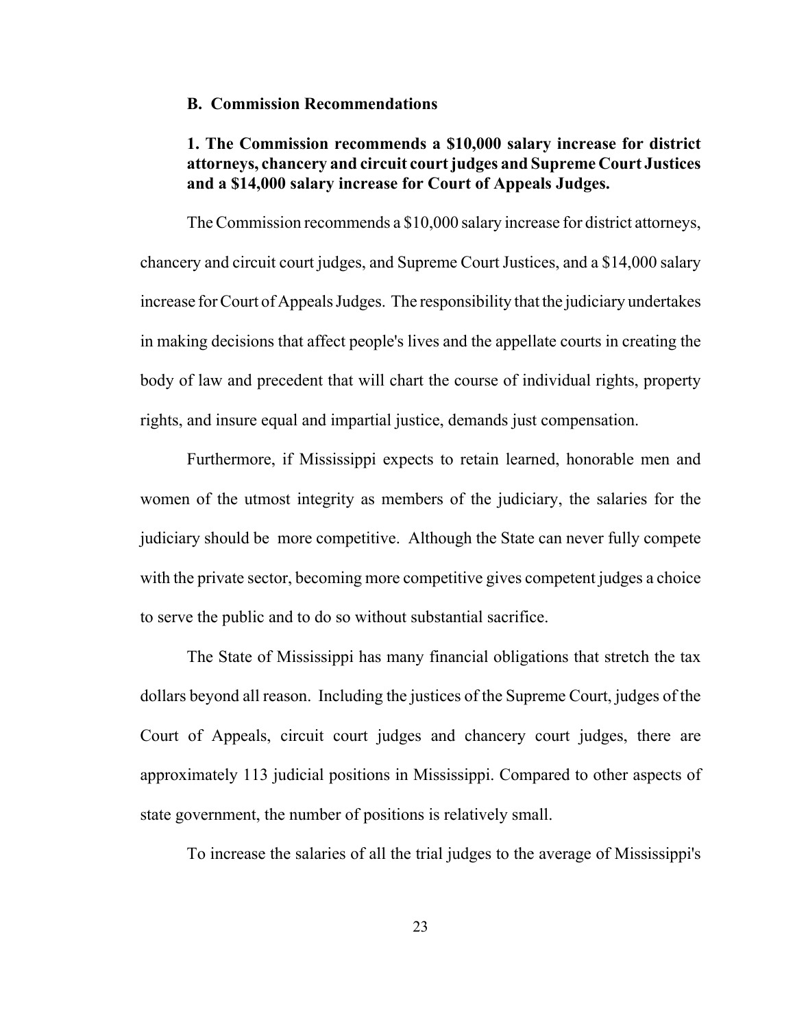### B. Commission Recommendations

**1. The Commission recommends a $10,000 salary increase for district attorneys, chancery and circuit court judges and Supreme Court Justices and a $14,000 salary increase for Court of Appeals Judges.**

The Commission recommends a $10,000 salary increase for district attorneys, chancery and circuit court judges, and Supreme Court Justices, and a $14,000 salary increase for Court of Appeals Judges. The responsibility that the judiciary undertakes in making decisions that affect people's lives and the appellate courts in creating the body of law and precedent that will chart the course of individual rights, property rights, and insure equal and impartial justice, demands just compensation.

Furthermore, if Mississippi expects to retain learned, honorable men and women of the utmost integrity as members of the judiciary, the salaries for the judiciary should be more competitive. Although the State can never fully compete with the private sector, becoming more competitive gives competent judges a choice to serve the public and to do so without substantial sacrifice.

The State of Mississippi has many financial obligations that stretch the tax dollars beyond all reason. Including the justices of the Supreme Court, judges of the Court of Appeals, circuit court judges and chancery court judges, there are approximately 113 judicial positions in Mississippi. Compared to other aspects of state government, the number of positions is relatively small.

To increase the salaries of all the trial judges to the average of Mississippi's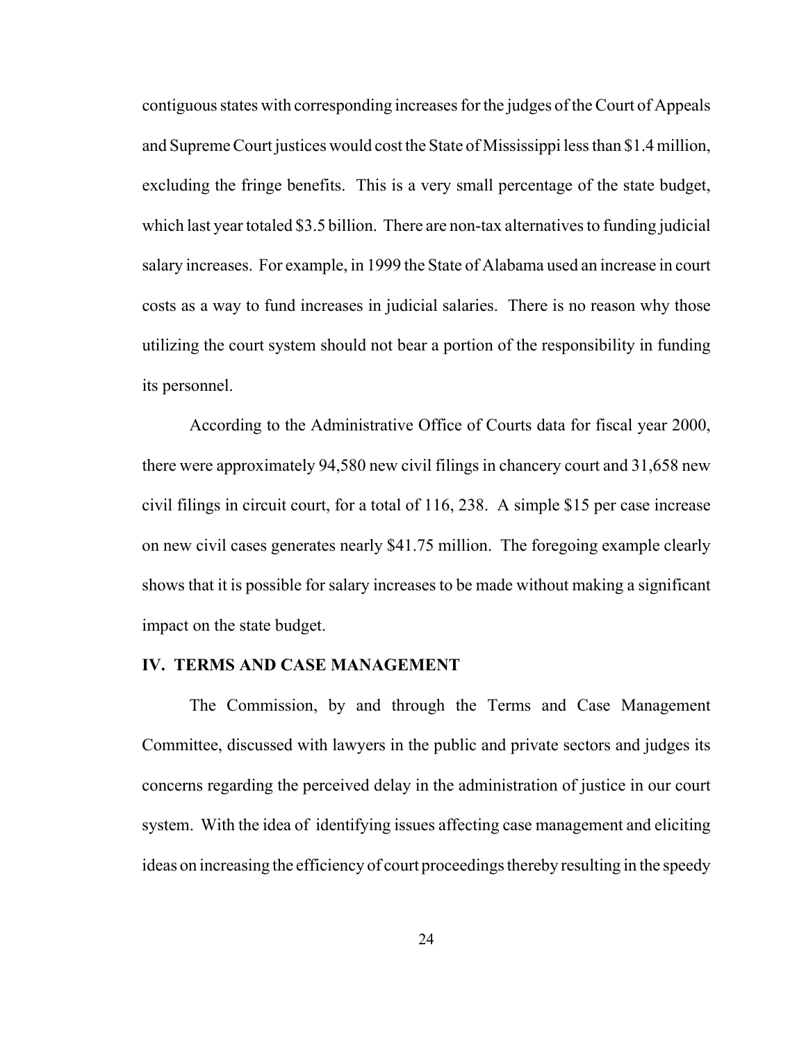contiguous states with corresponding increases for the judges of the Court of Appeals and Supreme Court justices would cost the State of Mississippi less than $1.4 million, excluding the fringe benefits. This is a very small percentage of the state budget, which last year totaled $3.5 billion. There are non-tax alternatives to funding judicial salary increases. For example, in 1999 the State of Alabama used an increase in court costs as a way to fund increases in judicial salaries. There is no reason why those utilizing the court system should not bear a portion of the responsibility in funding its personnel.

According to the Administrative Office of Courts data for fiscal year 2000, there were approximately 94,580 new civil filings in chancery court and 31,658 new civil filings in circuit court, for a total of 116, 238. A simple $15 per case increase on new civil cases generates nearly $41.75 million. The foregoing example clearly shows that it is possible for salary increases to be made without making a significant impact on the state budget.

## IV. TERMS AND CASE MANAGEMENT

The Commission, by and through the Terms and Case Management Committee, discussed with lawyers in the public and private sectors and judges its concerns regarding the perceived delay in the administration of justice in our court system. With the idea of identifying issues affecting case management and eliciting ideas on increasing the efficiency of court proceedings thereby resulting in the speedy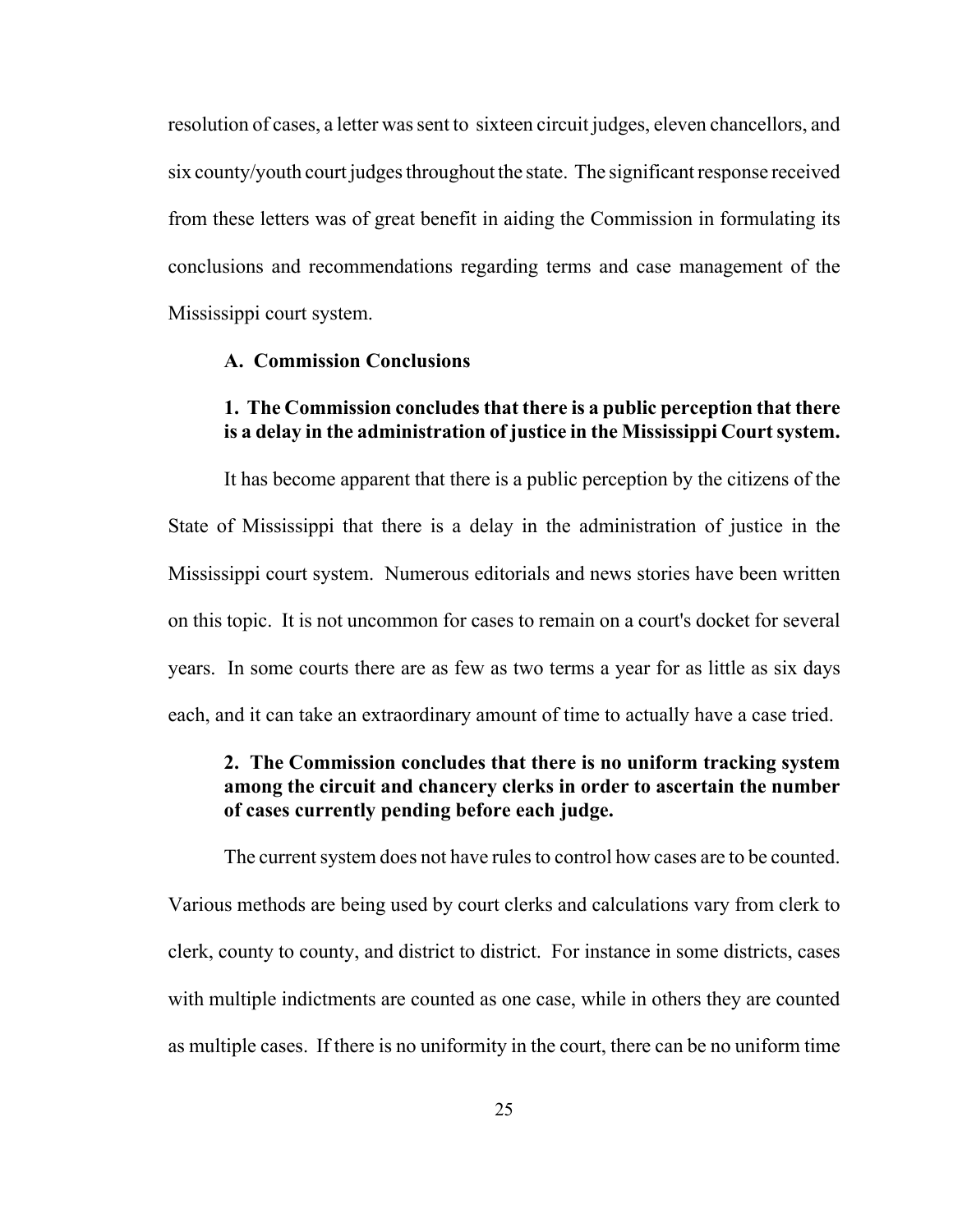resolution of cases, a letter was sent to sixteen circuit judges, eleven chancellors, and six county/youth court judges throughout the state. The significant response received from these letters was of great benefit in aiding the Commission in formulating its conclusions and recommendations regarding terms and case management of the Mississippi court system.

### A. Commission Conclusions

#### 1. The Commission concludes that there is a public perception that there is a delay in the administration of justice in the Mississippi Court system.

It has become apparent that there is a public perception by the citizens of the State of Mississippi that there is a delay in the administration of justice in the Mississippi court system. Numerous editorials and news stories have been written on this topic. It is not uncommon for cases to remain on a court's docket for several years. In some courts there are as few as two terms a year for as little as six days each, and it can take an extraordinary amount of time to actually have a case tried.

#### 2. The Commission concludes that there is no uniform tracking system among the circuit and chancery clerks in order to ascertain the number of cases currently pending before each judge.

The current system does not have rules to control how cases are to be counted. Various methods are being used by court clerks and calculations vary from clerk to clerk, county to county, and district to district. For instance in some districts, cases with multiple indictments are counted as one case, while in others they are counted as multiple cases. If there is no uniformity in the court, there can be no uniform time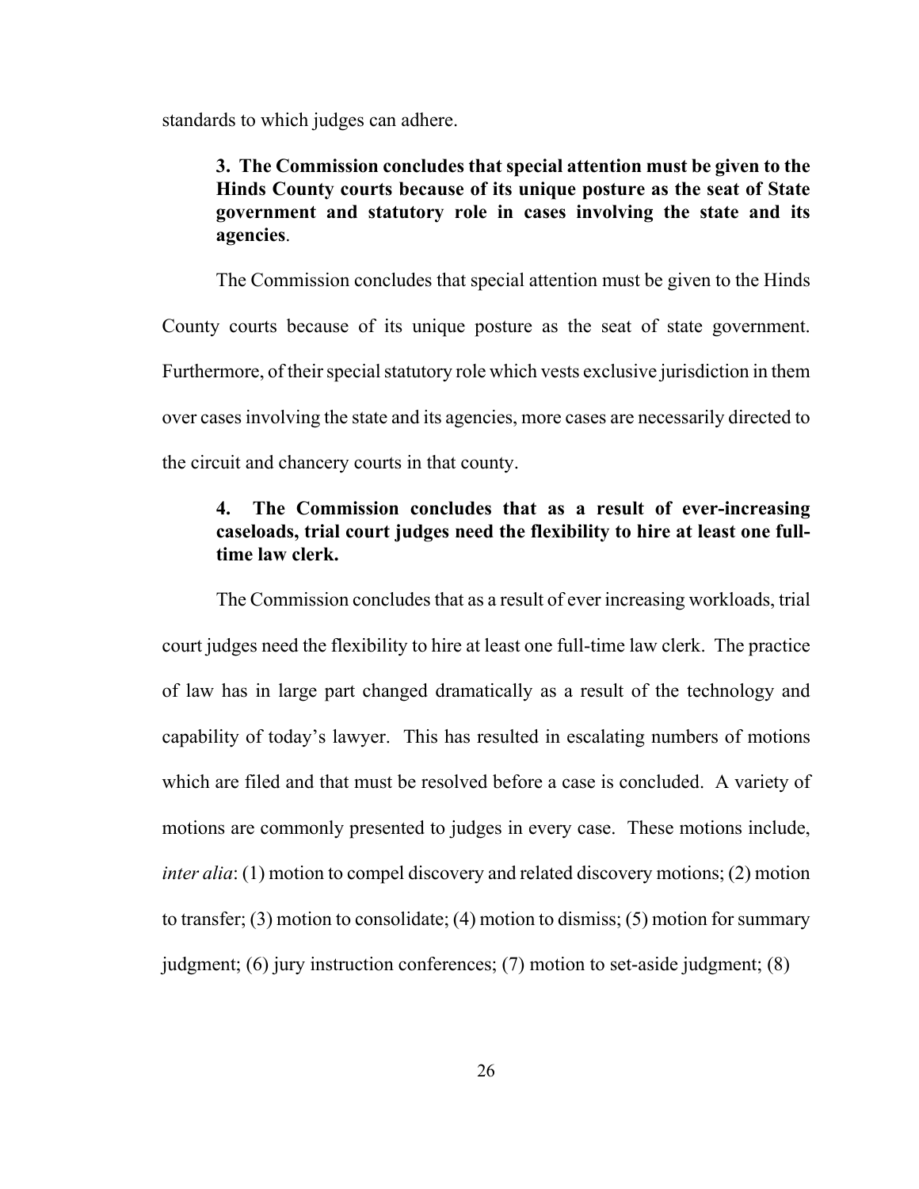standards to which judges can adhere.

**3. The Commission concludes that special attention must be given to the Hinds County courts because of its unique posture as the seat of State government and statutory role in cases involving the state and its agencies**.

The Commission concludes that special attention must be given to the Hinds County courts because of its unique posture as the seat of state government. Furthermore, of their special statutory role which vests exclusive jurisdiction in them over cases involving the state and its agencies, more cases are necessarily directed to the circuit and chancery courts in that county.

**4. The Commission concludes that as a result of ever-increasing caseloads, trial court judges need the flexibility to hire at least one full-time law clerk.**

The Commission concludes that as a result of ever increasing workloads, trial court judges need the flexibility to hire at least one full-time law clerk. The practice of law has in large part changed dramatically as a result of the technology and capability of today's lawyer. This has resulted in escalating numbers of motions which are filed and that must be resolved before a case is concluded. A variety of motions are commonly presented to judges in every case. These motions include, *inter alia*: (1) motion to compel discovery and related discovery motions; (2) motion to transfer; (3) motion to consolidate; (4) motion to dismiss; (5) motion for summary judgment; (6) jury instruction conferences; (7) motion to set-aside judgment; (8)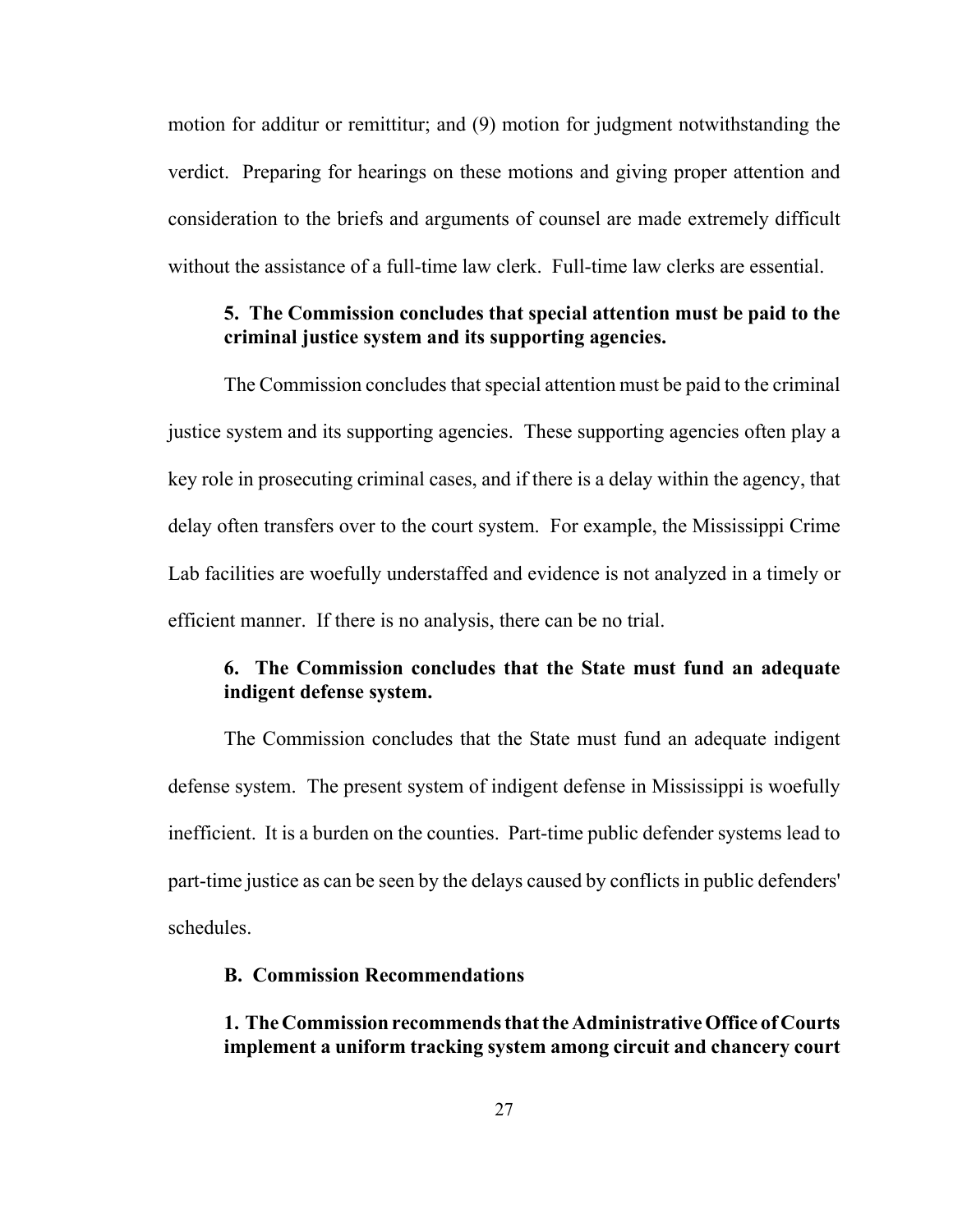motion for additur or remittitur; and (9) motion for judgment notwithstanding the verdict. Preparing for hearings on these motions and giving proper attention and consideration to the briefs and arguments of counsel are made extremely difficult without the assistance of a full-time law clerk. Full-time law clerks are essential.

**5. The Commission concludes that special attention must be paid to the criminal justice system and its supporting agencies.**

The Commission concludes that special attention must be paid to the criminal justice system and its supporting agencies. These supporting agencies often play a key role in prosecuting criminal cases, and if there is a delay within the agency, that delay often transfers over to the court system. For example, the Mississippi Crime Lab facilities are woefully understaffed and evidence is not analyzed in a timely or efficient manner. If there is no analysis, there can be no trial.

**6. The Commission concludes that the State must fund an adequate indigent defense system.**

The Commission concludes that the State must fund an adequate indigent defense system. The present system of indigent defense in Mississippi is woefully inefficient. It is a burden on the counties. Part-time public defender systems lead to part-time justice as can be seen by the delays caused by conflicts in public defenders' schedules.

### B. Commission Recommendations

**1. The Commission recommends that the Administrative Office of Courts implement a uniform tracking system among circuit and chancery court**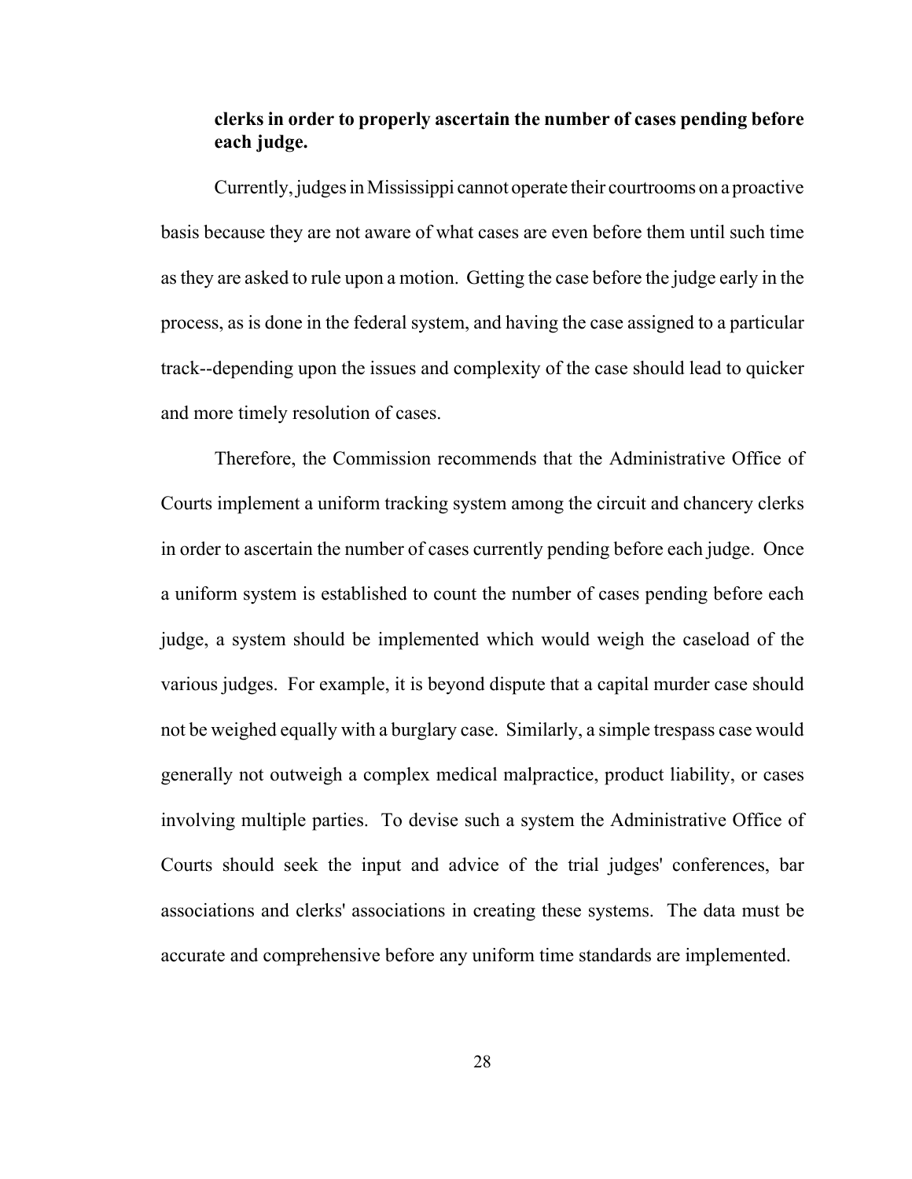**clerks in order to properly ascertain the number of cases pending before each judge.**

Currently, judges in Mississippi cannot operate their courtrooms on a proactive basis because they are not aware of what cases are even before them until such time as they are asked to rule upon a motion. Getting the case before the judge early in the process, as is done in the federal system, and having the case assigned to a particular track--depending upon the issues and complexity of the case should lead to quicker and more timely resolution of cases.

Therefore, the Commission recommends that the Administrative Office of Courts implement a uniform tracking system among the circuit and chancery clerks in order to ascertain the number of cases currently pending before each judge. Once a uniform system is established to count the number of cases pending before each judge, a system should be implemented which would weigh the caseload of the various judges. For example, it is beyond dispute that a capital murder case should not be weighed equally with a burglary case. Similarly, a simple trespass case would generally not outweigh a complex medical malpractice, product liability, or cases involving multiple parties. To devise such a system the Administrative Office of Courts should seek the input and advice of the trial judges' conferences, bar associations and clerks' associations in creating these systems. The data must be accurate and comprehensive before any uniform time standards are implemented.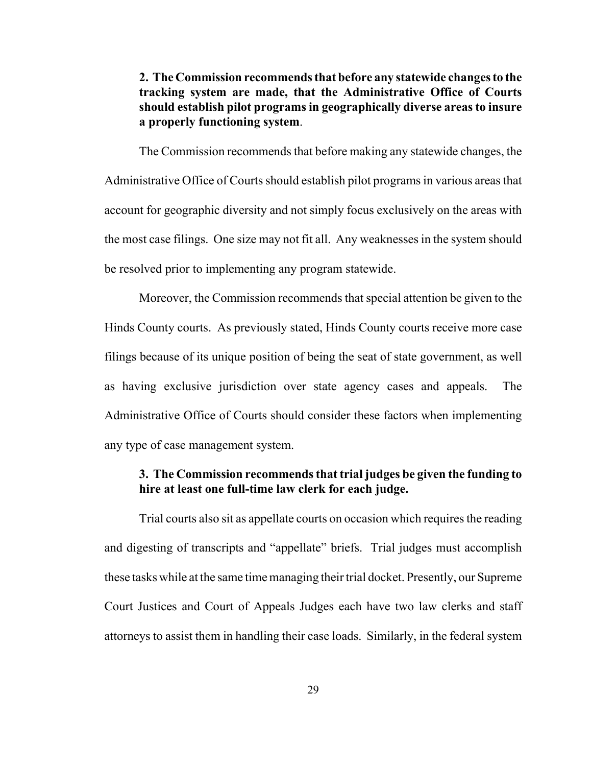**2. The Commission recommends that before any statewide changes to the tracking system are made, that the Administrative Office of Courts should establish pilot programs in geographically diverse areas to insure a properly functioning system**.

The Commission recommends that before making any statewide changes, the Administrative Office of Courts should establish pilot programs in various areas that account for geographic diversity and not simply focus exclusively on the areas with the most case filings. One size may not fit all. Any weaknesses in the system should be resolved prior to implementing any program statewide.

Moreover, the Commission recommends that special attention be given to the Hinds County courts. As previously stated, Hinds County courts receive more case filings because of its unique position of being the seat of state government, as well as having exclusive jurisdiction over state agency cases and appeals. The Administrative Office of Courts should consider these factors when implementing any type of case management system.

**3. The Commission recommends that trial judges be given the funding to hire at least one full-time law clerk for each judge.**

Trial courts also sit as appellate courts on occasion which requires the reading and digesting of transcripts and "appellate" briefs. Trial judges must accomplish these tasks while at the same time managing their trial docket. Presently, our Supreme Court Justices and Court of Appeals Judges each have two law clerks and staff attorneys to assist them in handling their case loads. Similarly, in the federal system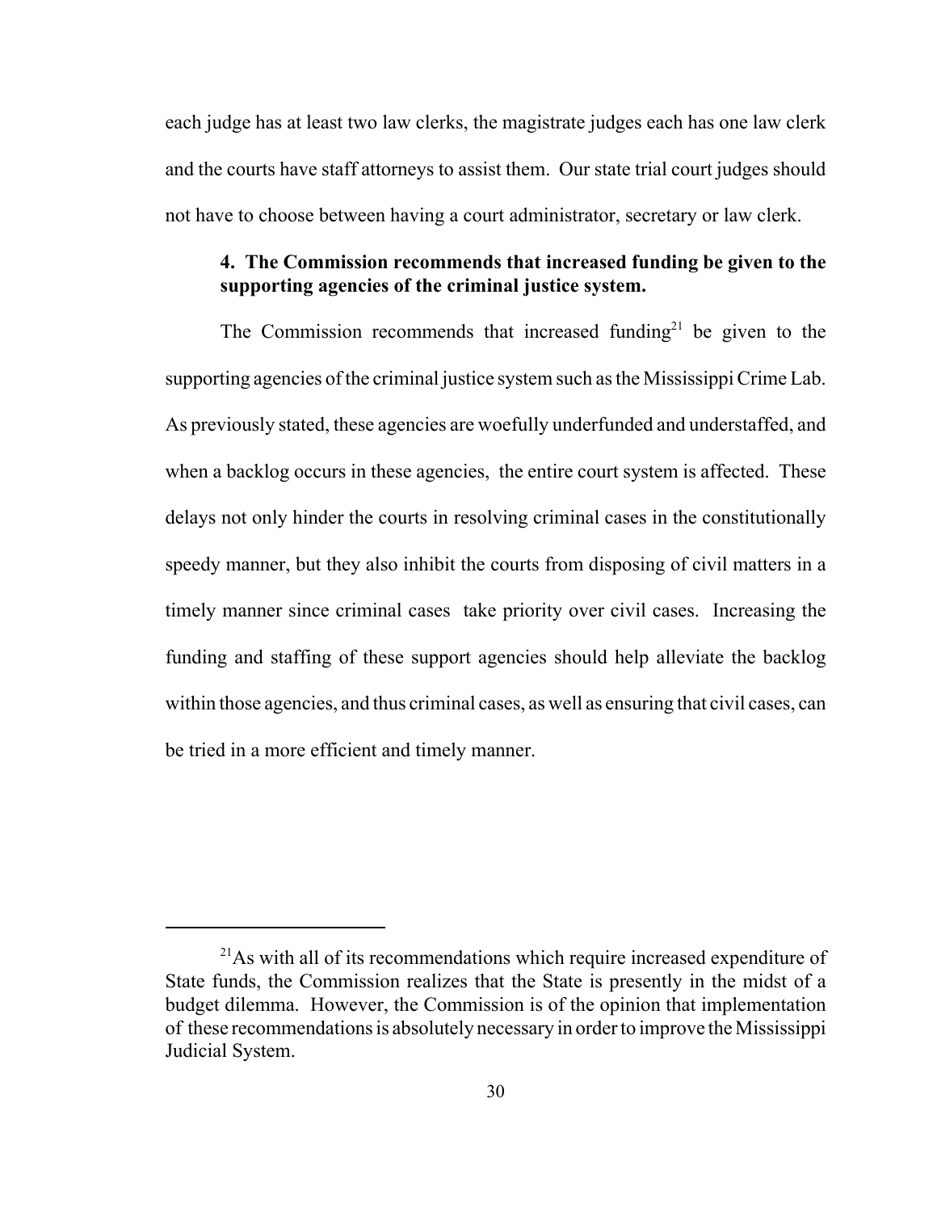each judge has at least two law clerks, the magistrate judges each has one law clerk and the courts have staff attorneys to assist them. Our state trial court judges should not have to choose between having a court administrator, secretary or law clerk.

**4. The Commission recommends that increased funding be given to the supporting agencies of the criminal justice system.**

The Commission recommends that increased funding[21] be given to the supporting agencies of the criminal justice system such as the Mississippi Crime Lab. As previously stated, these agencies are woefully underfunded and understaffed, and when a backlog occurs in these agencies, the entire court system is affected. These delays not only hinder the courts in resolving criminal cases in the constitutionally speedy manner, but they also inhibit the courts from disposing of civil matters in a timely manner since criminal cases take priority over civil cases. Increasing the funding and staffing of these support agencies should help alleviate the backlog within those agencies, and thus criminal cases, as well as ensuring that civil cases, can be tried in a more efficient and timely manner.

---

[21] As with all of its recommendations which require increased expenditure of State funds, the Commission realizes that the State is presently in the midst of a budget dilemma. However, the Commission is of the opinion that implementation of these recommendations is absolutely necessary in order to improve the Mississippi Judicial System.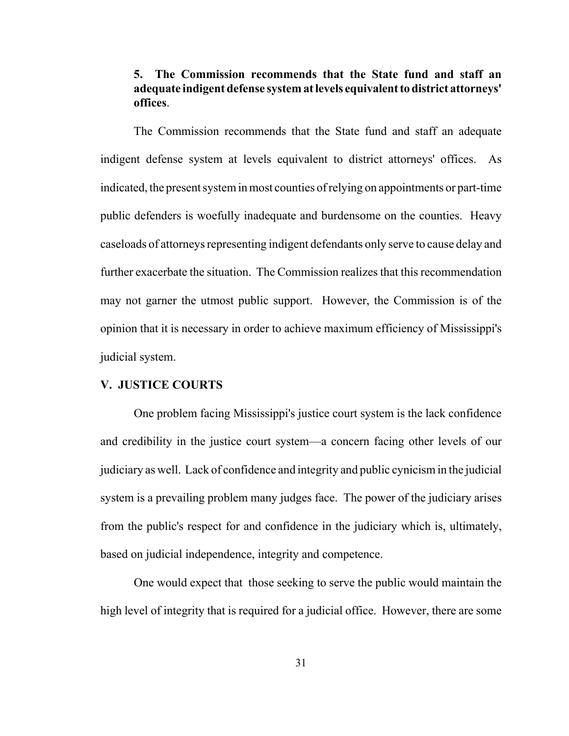**5. The Commission recommends that the State fund and staff an adequate indigent defense system at levels equivalent to district attorneys' offices**.

The Commission recommends that the State fund and staff an adequate indigent defense system at levels equivalent to district attorneys' offices. As indicated, the present system in most counties of relying on appointments or part-time public defenders is woefully inadequate and burdensome on the counties. Heavy caseloads of attorneys representing indigent defendants only serve to cause delay and further exacerbate the situation. The Commission realizes that this recommendation may not garner the utmost public support. However, the Commission is of the opinion that it is necessary in order to achieve maximum efficiency of Mississippi's judicial system.

## V. JUSTICE COURTS

One problem facing Mississippi's justice court system is the lack confidence and credibility in the justice court system—a concern facing other levels of our judiciary as well. Lack of confidence and integrity and public cynicism in the judicial system is a prevailing problem many judges face. The power of the judiciary arises from the public's respect for and confidence in the judiciary which is, ultimately, based on judicial independence, integrity and competence.

One would expect that those seeking to serve the public would maintain the high level of integrity that is required for a judicial office. However, there are some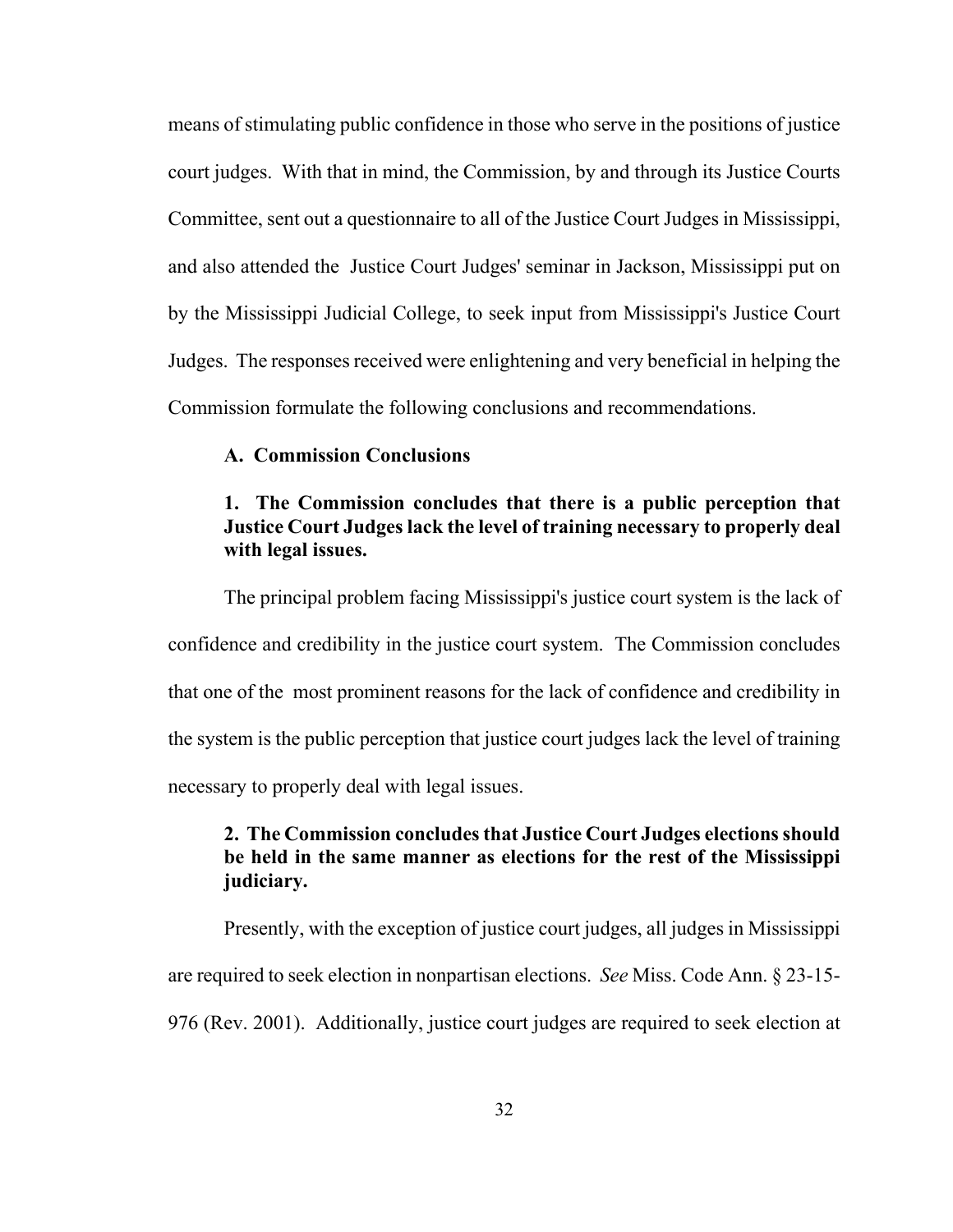means of stimulating public confidence in those who serve in the positions of justice court judges. With that in mind, the Commission, by and through its Justice Courts Committee, sent out a questionnaire to all of the Justice Court Judges in Mississippi, and also attended the Justice Court Judges' seminar in Jackson, Mississippi put on by the Mississippi Judicial College, to seek input from Mississippi's Justice Court Judges. The responses received were enlightening and very beneficial in helping the Commission formulate the following conclusions and recommendations.

### A. Commission Conclusions

**1. The Commission concludes that there is a public perception that Justice Court Judges lack the level of training necessary to properly deal with legal issues.**

The principal problem facing Mississippi's justice court system is the lack of confidence and credibility in the justice court system. The Commission concludes that one of the most prominent reasons for the lack of confidence and credibility in the system is the public perception that justice court judges lack the level of training necessary to properly deal with legal issues.

**2. The Commission concludes that Justice Court Judges elections should be held in the same manner as elections for the rest of the Mississippi judiciary.**

Presently, with the exception of justice court judges, all judges in Mississippi are required to seek election in nonpartisan elections. *See* Miss. Code Ann. § 23-15-976 (Rev. 2001). Additionally, justice court judges are required to seek election at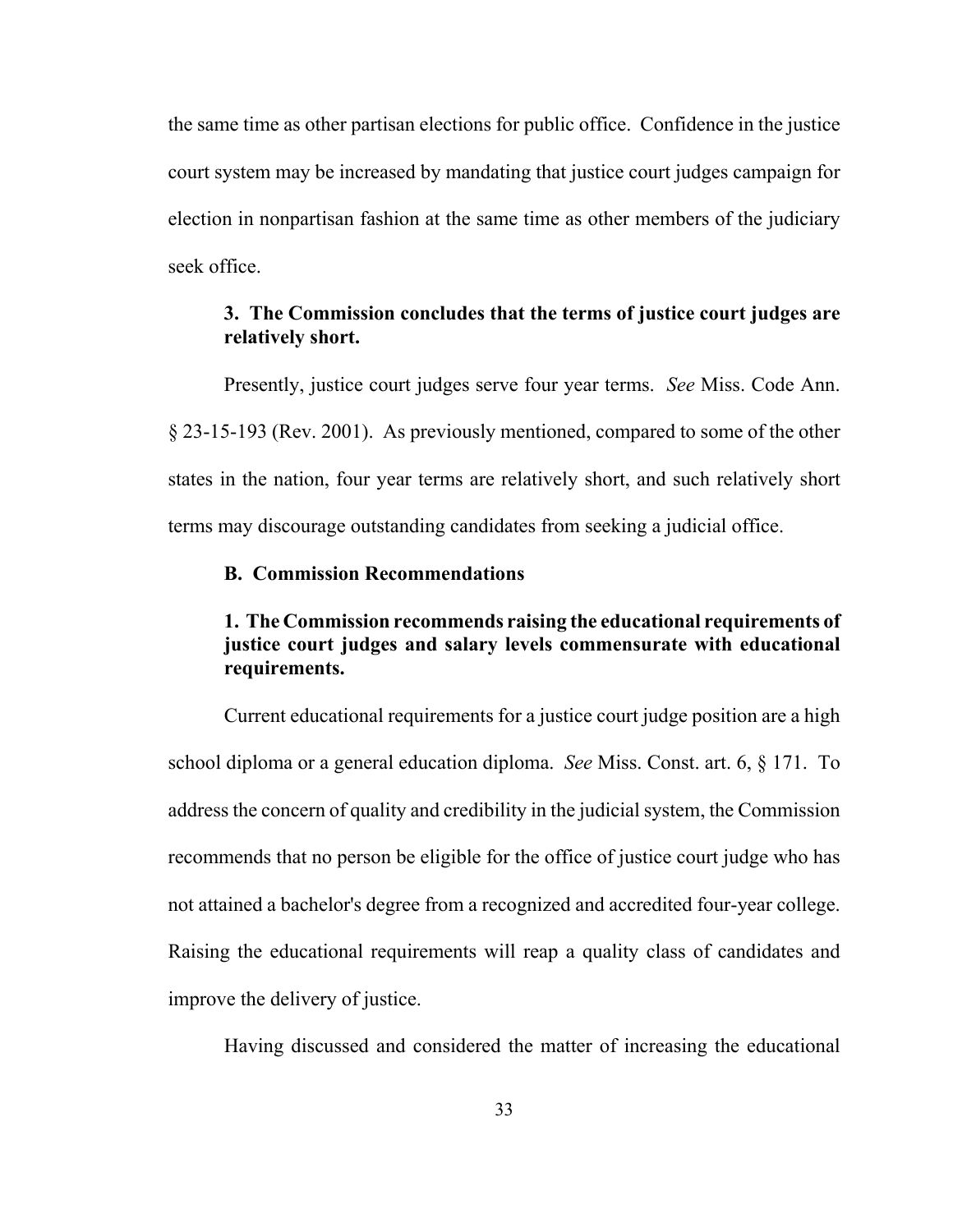the same time as other partisan elections for public office. Confidence in the justice court system may be increased by mandating that justice court judges campaign for election in nonpartisan fashion at the same time as other members of the judiciary seek office.

**3. The Commission concludes that the terms of justice court judges are relatively short.**

Presently, justice court judges serve four year terms. *See* Miss. Code Ann. § 23-15-193 (Rev. 2001). As previously mentioned, compared to some of the other states in the nation, four year terms are relatively short, and such relatively short terms may discourage outstanding candidates from seeking a judicial office.

**B. Commission Recommendations**

**1. The Commission recommends raising the educational requirements of justice court judges and salary levels commensurate with educational requirements.**

Current educational requirements for a justice court judge position are a high school diploma or a general education diploma. *See* Miss. Const. art. 6, § 171. To address the concern of quality and credibility in the judicial system, the Commission recommends that no person be eligible for the office of justice court judge who has not attained a bachelor's degree from a recognized and accredited four-year college. Raising the educational requirements will reap a quality class of candidates and improve the delivery of justice.

Having discussed and considered the matter of increasing the educational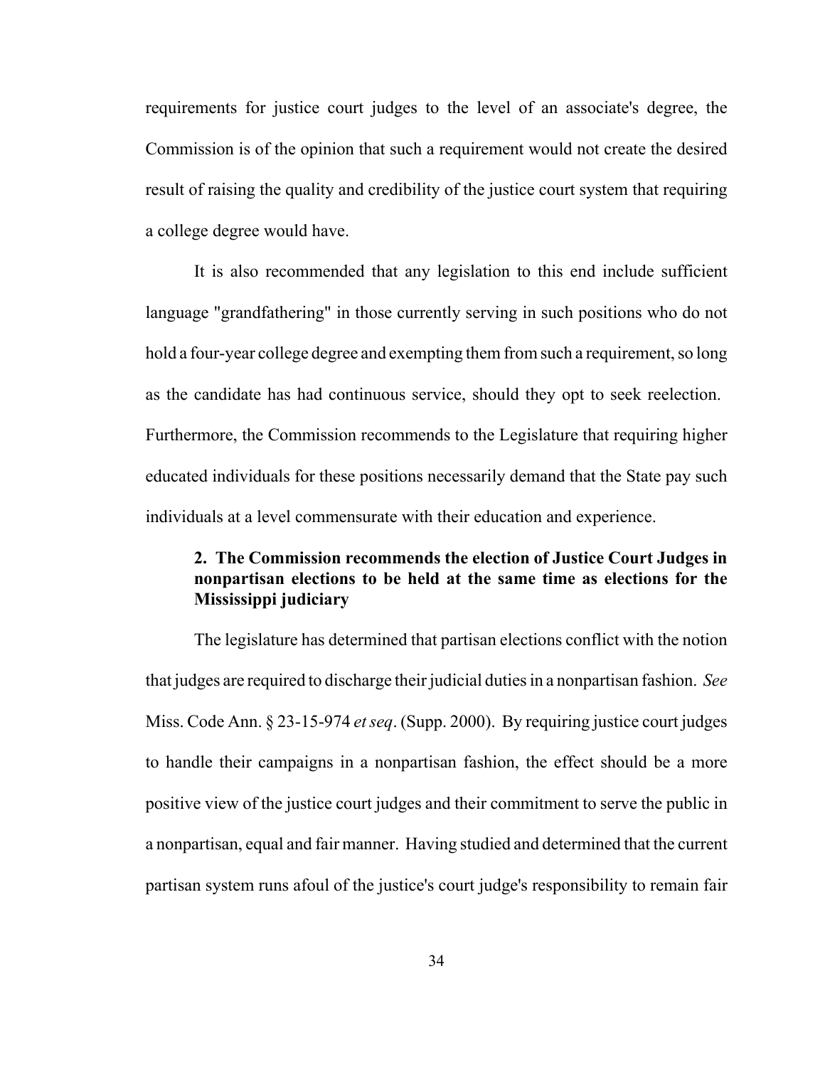requirements for justice court judges to the level of an associate's degree, the Commission is of the opinion that such a requirement would not create the desired result of raising the quality and credibility of the justice court system that requiring a college degree would have.

It is also recommended that any legislation to this end include sufficient language "grandfathering" in those currently serving in such positions who do not hold a four-year college degree and exempting them from such a requirement, so long as the candidate has had continuous service, should they opt to seek reelection. Furthermore, the Commission recommends to the Legislature that requiring higher educated individuals for these positions necessarily demand that the State pay such individuals at a level commensurate with their education and experience.

**2. The Commission recommends the election of Justice Court Judges in nonpartisan elections to be held at the same time as elections for the Mississippi judiciary**

The legislature has determined that partisan elections conflict with the notion that judges are required to discharge their judicial duties in a nonpartisan fashion. *See* Miss. Code Ann. § 23-15-974 *et seq*. (Supp. 2000). By requiring justice court judges to handle their campaigns in a nonpartisan fashion, the effect should be a more positive view of the justice court judges and their commitment to serve the public in a nonpartisan, equal and fair manner. Having studied and determined that the current partisan system runs afoul of the justice's court judge's responsibility to remain fair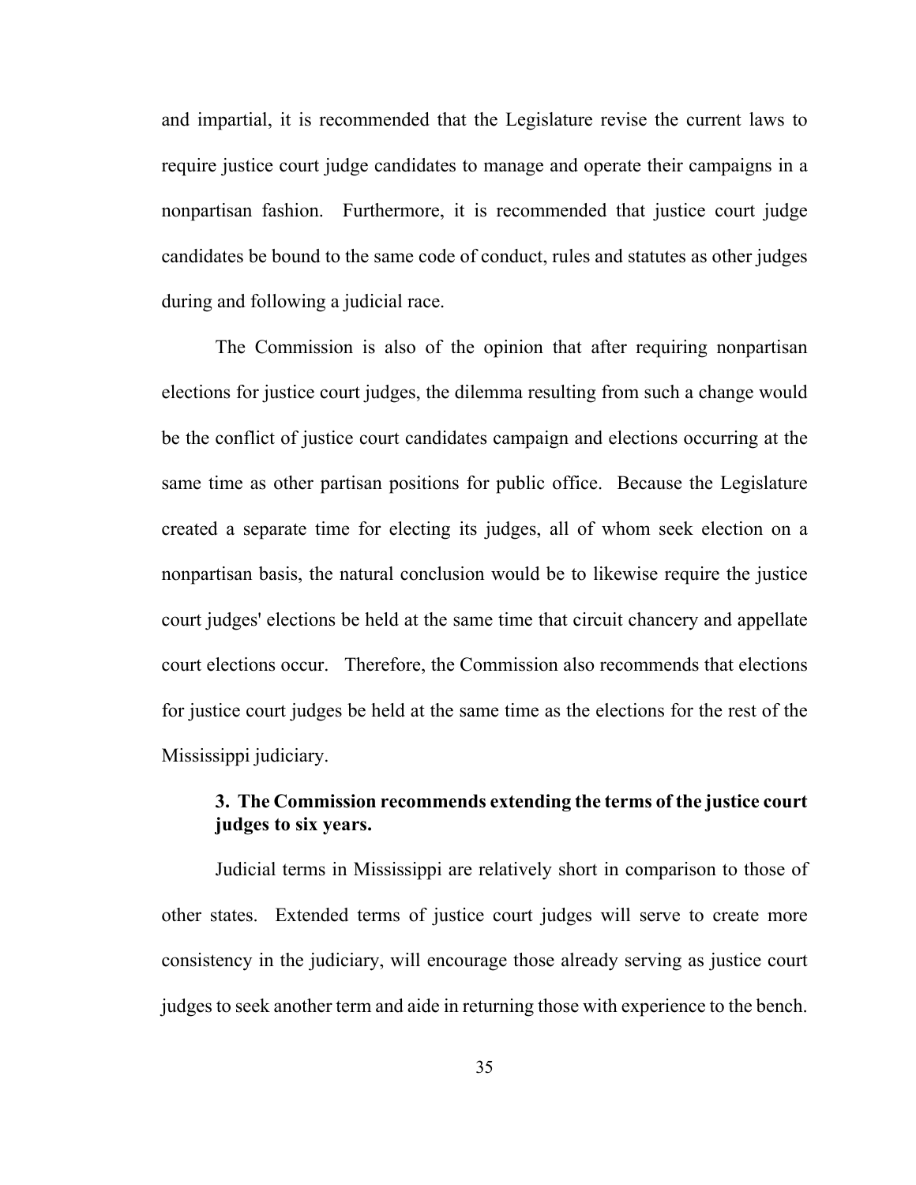and impartial, it is recommended that the Legislature revise the current laws to require justice court judge candidates to manage and operate their campaigns in a nonpartisan fashion. Furthermore, it is recommended that justice court judge candidates be bound to the same code of conduct, rules and statutes as other judges during and following a judicial race.

The Commission is also of the opinion that after requiring nonpartisan elections for justice court judges, the dilemma resulting from such a change would be the conflict of justice court candidates campaign and elections occurring at the same time as other partisan positions for public office. Because the Legislature created a separate time for electing its judges, all of whom seek election on a nonpartisan basis, the natural conclusion would be to likewise require the justice court judges' elections be held at the same time that circuit chancery and appellate court elections occur. Therefore, the Commission also recommends that elections for justice court judges be held at the same time as the elections for the rest of the Mississippi judiciary.

**3. The Commission recommends extending the terms of the justice court judges to six years.**

Judicial terms in Mississippi are relatively short in comparison to those of other states. Extended terms of justice court judges will serve to create more consistency in the judiciary, will encourage those already serving as justice court judges to seek another term and aide in returning those with experience to the bench.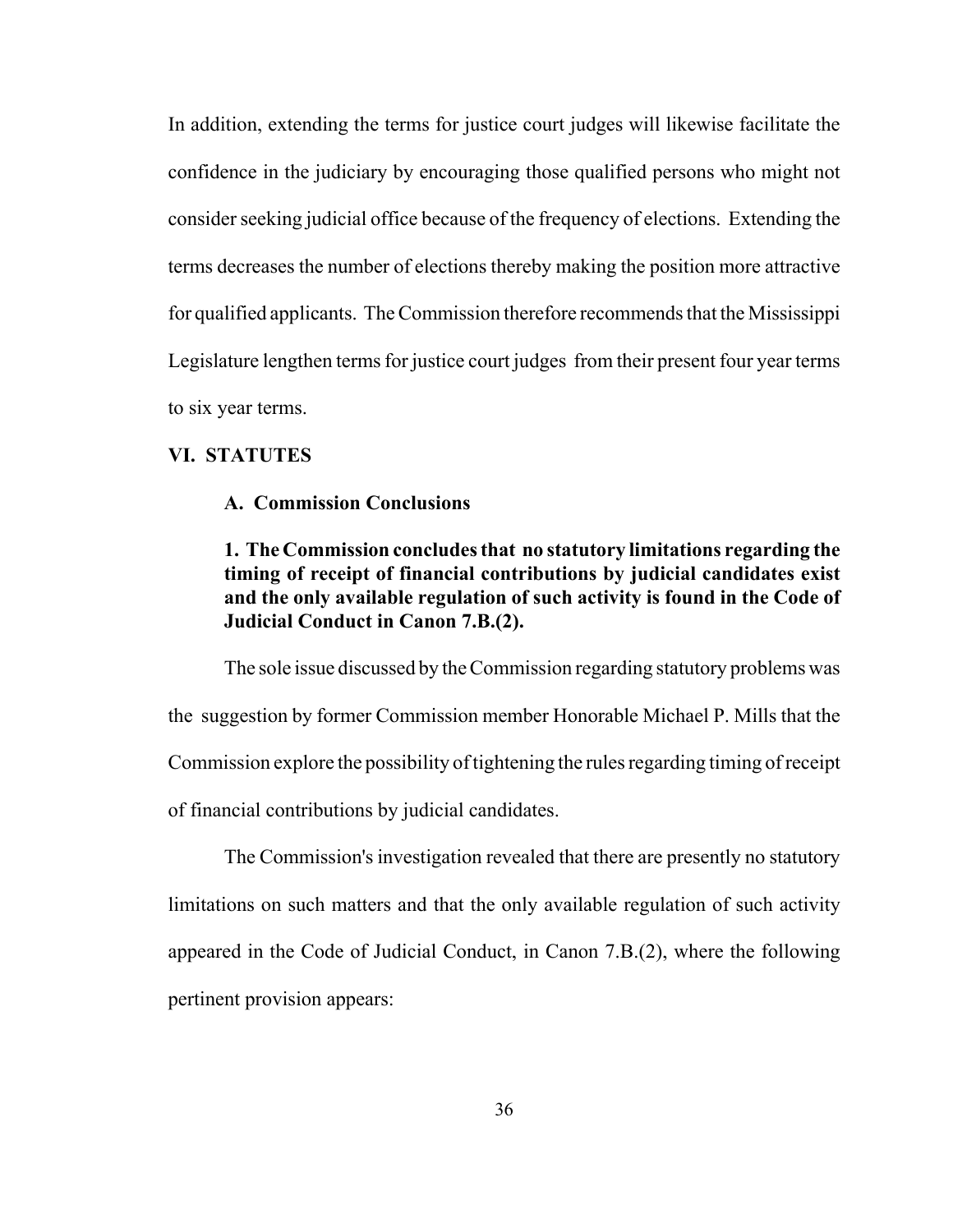In addition, extending the terms for justice court judges will likewise facilitate the confidence in the judiciary by encouraging those qualified persons who might not consider seeking judicial office because of the frequency of elections. Extending the terms decreases the number of elections thereby making the position more attractive for qualified applicants. The Commission therefore recommends that the Mississippi Legislature lengthen terms for justice court judges from their present four year terms to six year terms.

## VI. STATUTES

### A. Commission Conclusions

**1. The Commission concludes that no statutory limitations regarding the timing of receipt of financial contributions by judicial candidates exist and the only available regulation of such activity is found in the Code of Judicial Conduct in Canon 7.B.(2).**

The sole issue discussed by the Commission regarding statutory problems was the suggestion by former Commission member Honorable Michael P. Mills that the Commission explore the possibility of tightening the rules regarding timing of receipt of financial contributions by judicial candidates.

The Commission's investigation revealed that there are presently no statutory limitations on such matters and that the only available regulation of such activity appeared in the Code of Judicial Conduct, in Canon 7.B.(2), where the following pertinent provision appears: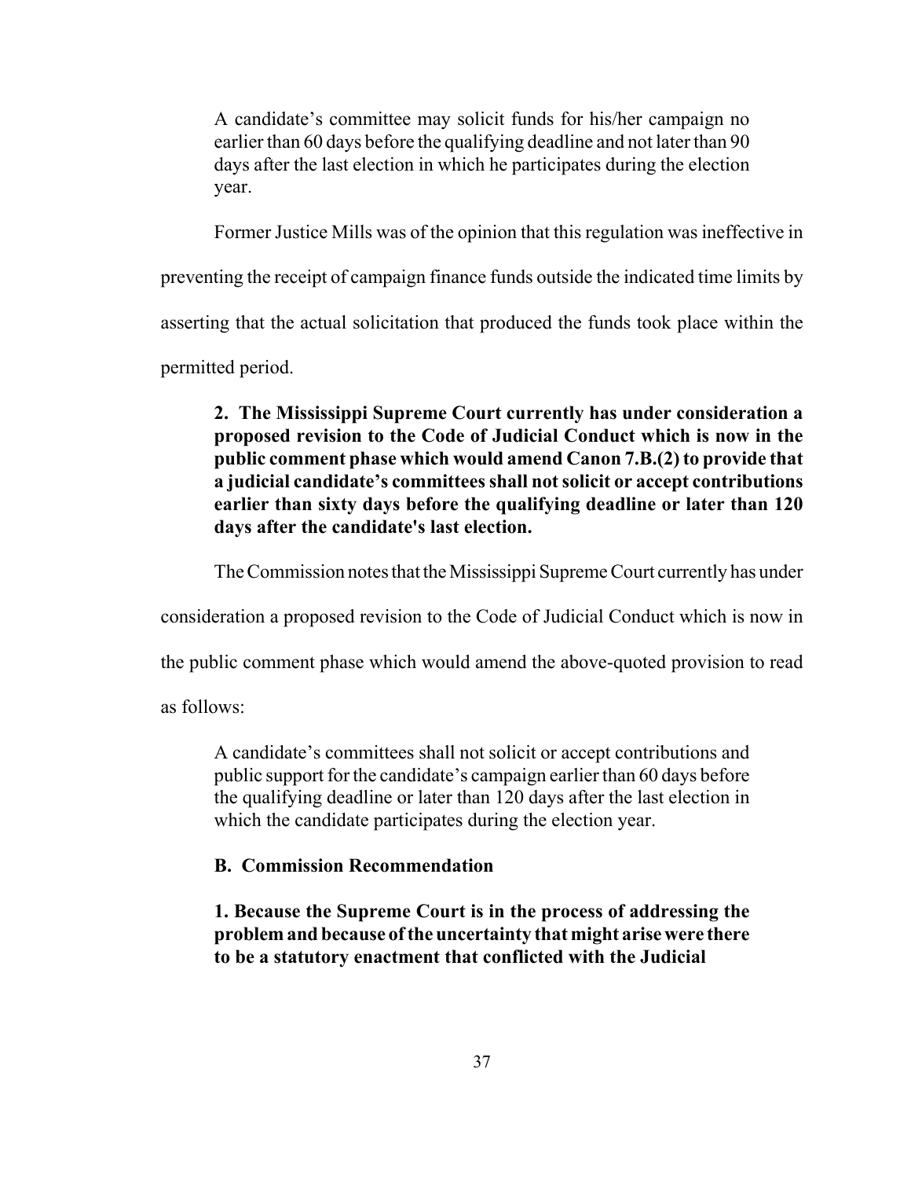> A candidate's committee may solicit funds for his/her campaign no earlier than 60 days before the qualifying deadline and not later than 90 days after the last election in which he participates during the election year.

Former Justice Mills was of the opinion that this regulation was ineffective in preventing the receipt of campaign finance funds outside the indicated time limits by asserting that the actual solicitation that produced the funds took place within the permitted period.

**2. The Mississippi Supreme Court currently has under consideration a proposed revision to the Code of Judicial Conduct which is now in the public comment phase which would amend Canon 7.B.(2) to provide that a judicial candidate's committees shall not solicit or accept contributions earlier than sixty days before the qualifying deadline or later than 120 days after the candidate's last election.**

The Commission notes that the Mississippi Supreme Court currently has under consideration a proposed revision to the Code of Judicial Conduct which is now in the public comment phase which would amend the above-quoted provision to read as follows:

> A candidate's committees shall not solicit or accept contributions and public support for the candidate's campaign earlier than 60 days before the qualifying deadline or later than 120 days after the last election in which the candidate participates during the election year.

**B. Commission Recommendation**

**1. Because the Supreme Court is in the process of addressing the problem and because of the uncertainty that might arise were there to be a statutory enactment that conflicted with the Judicial**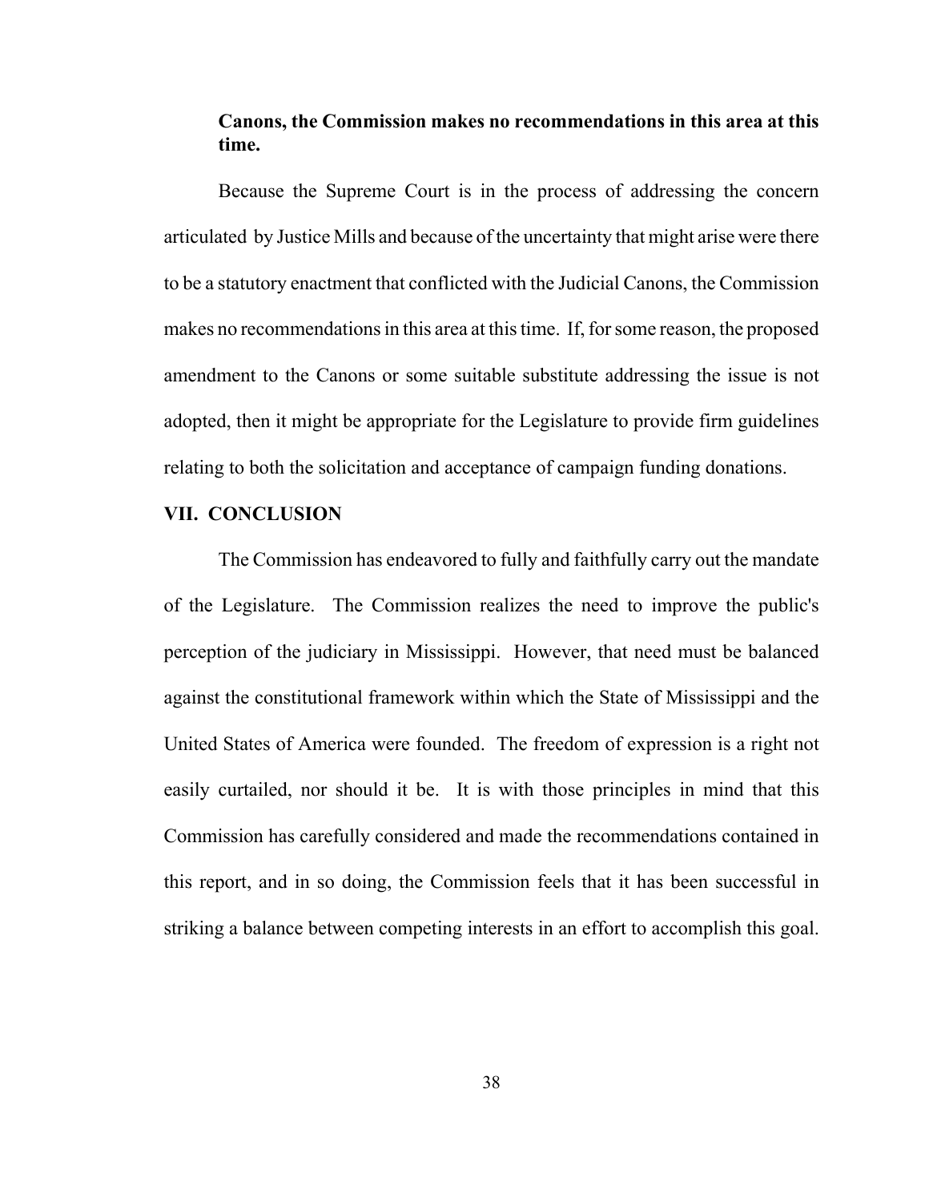**Canons, the Commission makes no recommendations in this area at this time.**

Because the Supreme Court is in the process of addressing the concern articulated by Justice Mills and because of the uncertainty that might arise were there to be a statutory enactment that conflicted with the Judicial Canons, the Commission makes no recommendations in this area at this time. If, for some reason, the proposed amendment to the Canons or some suitable substitute addressing the issue is not adopted, then it might be appropriate for the Legislature to provide firm guidelines relating to both the solicitation and acceptance of campaign funding donations.

## VII. CONCLUSION

The Commission has endeavored to fully and faithfully carry out the mandate of the Legislature. The Commission realizes the need to improve the public's perception of the judiciary in Mississippi. However, that need must be balanced against the constitutional framework within which the State of Mississippi and the United States of America were founded. The freedom of expression is a right not easily curtailed, nor should it be. It is with those principles in mind that this Commission has carefully considered and made the recommendations contained in this report, and in so doing, the Commission feels that it has been successful in striking a balance between competing interests in an effort to accomplish this goal.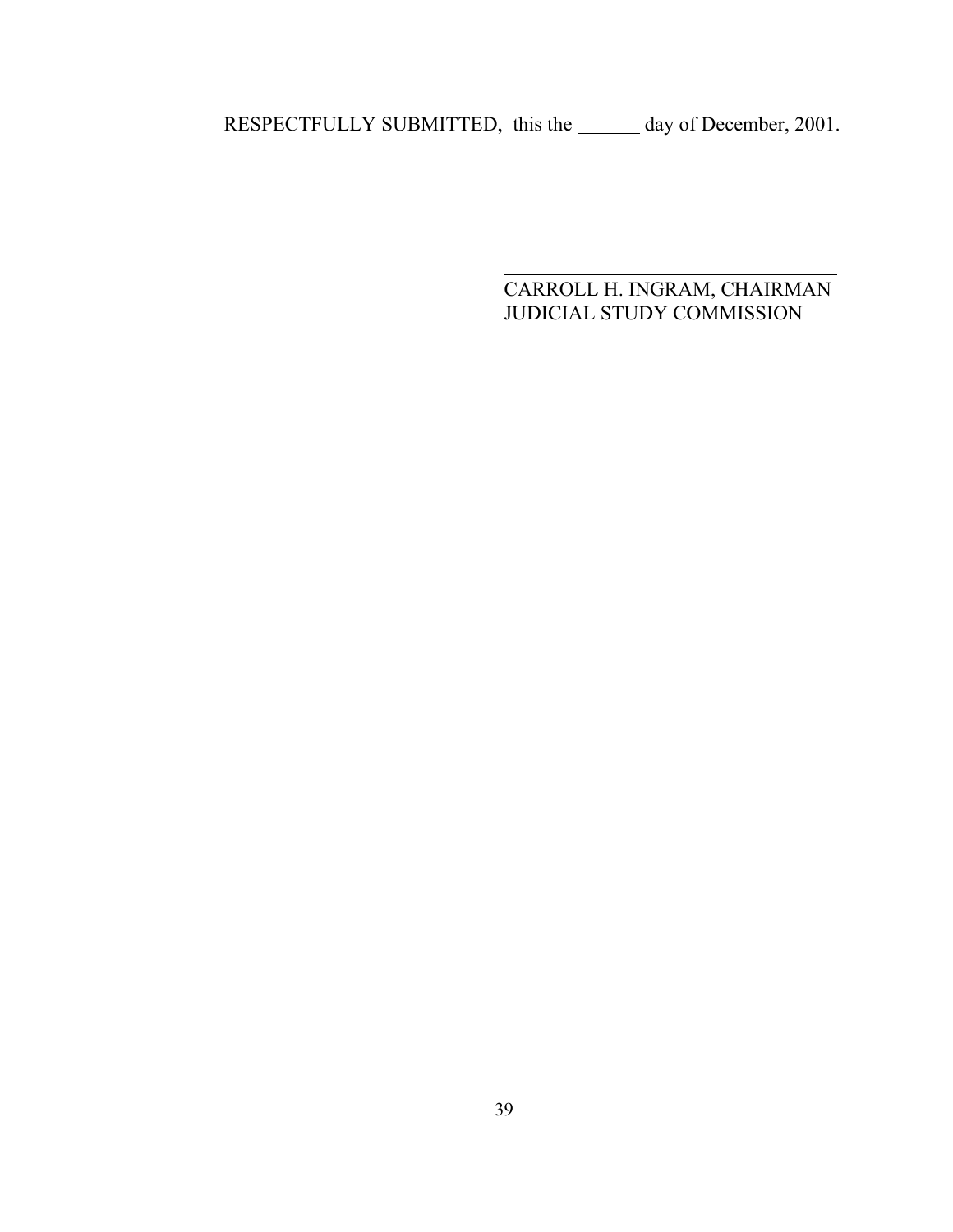RESPECTFULLY SUBMITTED, this the ______ day of December, 2001.

\_\_\_\_\_\_\_\_\_\_\_\_\_\_\_\_\_\_\_\_\_\_\_\_\_\_\_\_\_\_\_\_\_\_\_\_

CARROLL H. INGRAM, CHAIRMAN
JUDICIAL STUDY COMMISSION